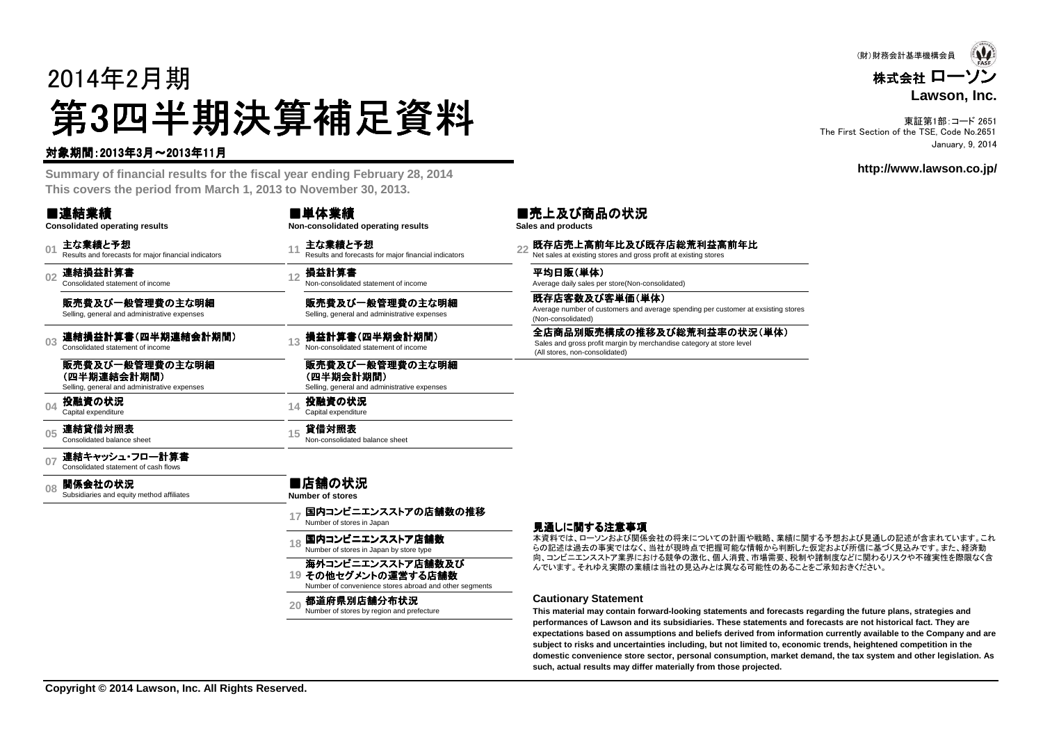(財)財務会計基準機構会員

株式会社 ローソン
**Lawson, Inc.**

東証第1部:コード 2651
The First Section of the TSE, Code No.2651
January, 9, 2014

**http://www.lawson.co.jp/**

# 2014年2月期
# 第3四半期決算補足資料

**対象期間:2013年3月～2013年11月**

**Summary of financial results for the fiscal year ending February 28, 2014**
**This covers the period from March 1, 2013 to November 30, 2013.**

## ■連結業績
**Consolidated operating results**

- 01 **主な業績と予想**
  Results and forecasts for major financial indicators
- 02 **連結損益計算書**
  Consolidated statement of income
  **販売費及び一般管理費の主な明細**
  Selling, general and administrative expenses
- 03 **連結損益計算書(四半期連結会計期間)**
  Consolidated statement of income
  **販売費及び一般管理費の主な明細(四半期連結会計期間)**
  Selling, general and administrative expenses
- 04 **投融資の状況**
  Capital expenditure
- 05 **連結貸借対照表**
  Consolidated balance sheet
- 07 **連結キャッシュ・フロー計算書**
  Consolidated statement of cash flows
- 08 **関係会社の状況**
  Subsidiaries and equity method affiliates

## ■単体業績
**Non-consolidated operating results**

- 11 **主な業績と予想**
  Results and forecasts for major financial indicators
- 12 **損益計算書**
  Non-consolidated statement of income
  **販売費及び一般管理費の主な明細**
  Selling, general and administrative expenses
- 13 **損益計算書(四半期会計期間)**
  Non-consolidated statement of income
  **販売費及び一般管理費の主な明細(四半期会計期間)**
  Selling, general and administrative expenses
- 14 **投融資の状況**
  Capital expenditure
- 15 **貸借対照表**
  Non-consolidated balance sheet

## ■店舗の状況
**Number of stores**

- 17 **国内コンビニエンスストアの店舗数の推移**
  Number of stores in Japan
- 18 **国内コンビニエンスストア店舗数**
  Number of stores in Japan by store type
- 19 **海外コンビニエンスストア店舗数及びその他セグメントの運営する店舗数**
  Number of convenience stores abroad and other segments
- 20 **都道府県別店舗分布状況**
  Number of stores by region and prefecture

## ■売上及び商品の状況
**Sales and products**

- 22 **既存店売上高前年比及び既存店総荒利益高前年比**
  Net sales at existing stores and gross profit at existing stores
  **平均日販(単体)**
  Average daily sales per store(Non-consolidated)
  **既存店客数及び客単価(単体)**
  Average number of customers and average spending per customer at exsisting stores (Non-consolidated)
  **全店商品別販売構成の推移及び総荒利益率の状況(単体)**
  Sales and gross profit margin by merchandise category at store level (All stores, non-consolidated)

### 見通しに関する注意事項

本資料では、ローソンおよび関係会社の将来についての計画や戦略、業績に関する予想および見通しの記述が含まれています。これらの記述は過去の事実ではなく、当社が現時点で把握可能な情報から判断した仮定および所信に基づく見込みです。また、経済動向、コンビニエンスストア業界における競争の激化、個人消費、市場需要、税制や諸制度などに関わるリスクや不確実性を際限なく含んでいます。それゆえ実際の業績は当社の見込みとは異なる可能性のあることをご承知おきください。

### Cautionary Statement

**This material may contain forward-looking statements and forecasts regarding the future plans, strategies and performances of Lawson and its subsidiaries. These statements and forecasts are not historical fact. They are expectations based on assumptions and beliefs derived from information currently available to the Company and are subject to risks and uncertainties including, but not limited to, economic trends, heightened competition in the domestic convenience store sector, personal consumption, market demand, the tax system and other legislation. As such, actual results may differ materially from those projected.**

**Copyright © 2014 Lawson, Inc. All Rights Reserved.**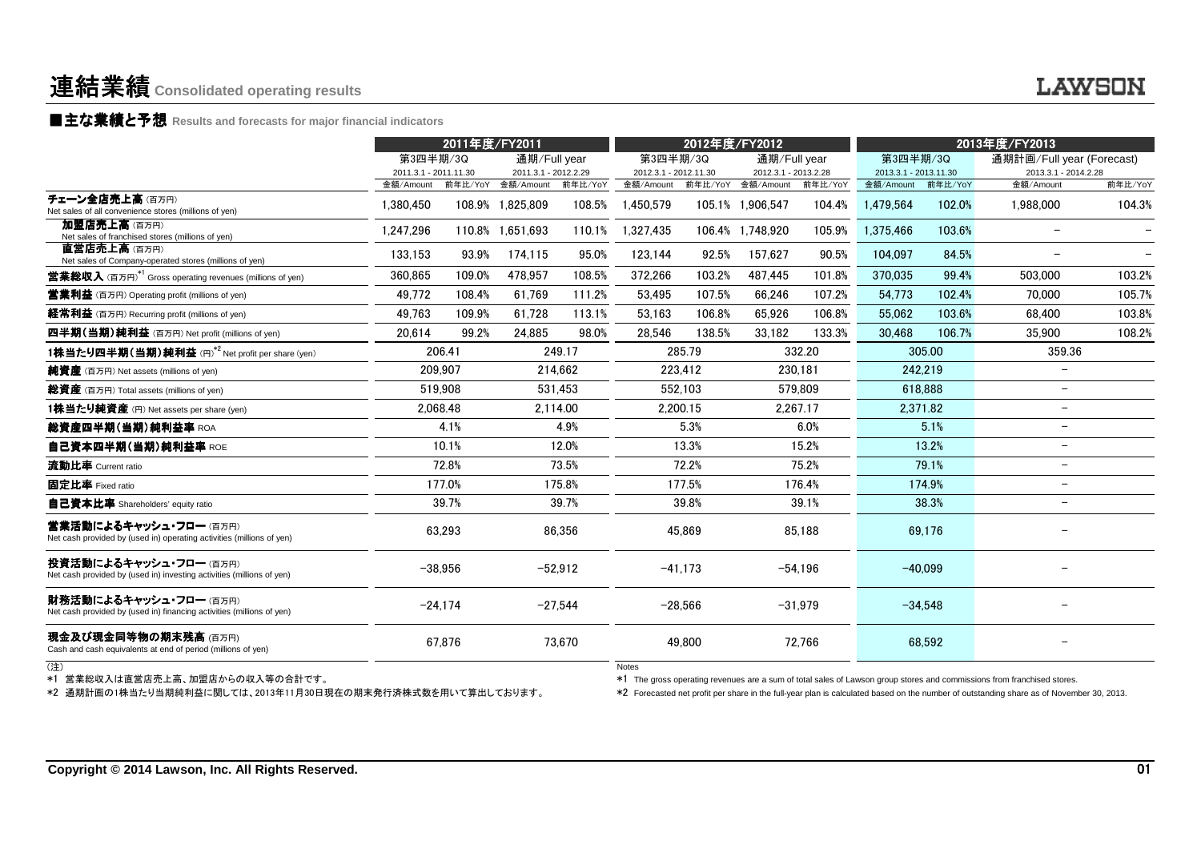# 連結業績 Consolidated operating results

## ■主な業績と予想 Results and forecasts for major financial indicators

| | 2011年度/FY2011 | | | | 2012年度/FY2012 | | | | 2013年度/FY2013 | | | |
|---|---|---|---|---|---|---|---|---|---|---|---|---|
| | 第3四半期/3Q 2011.3.1 - 2011.11.30 | | 通期/Full year 2011.3.1 - 2012.2.29 | | 第3四半期/3Q 2012.3.1 - 2012.11.30 | | 通期/Full year 2012.3.1 - 2013.2.28 | | 第3四半期/3Q 2013.3.1 - 2013.11.30 | | 通期計画/Full year (Forecast) 2013.3.1 - 2014.2.28 | |
| | 金額/Amount | 前年比/YoY | 金額/Amount | 前年比/YoY | 金額/Amount | 前年比/YoY | 金額/Amount | 前年比/YoY | 金額/Amount | 前年比/YoY | 金額/Amount | 前年比/YoY |
| **チェーン全店売上高** (百万円) Net sales of all convenience stores (millions of yen) | 1,380,450 | 108.9% | 1,825,809 | 108.5% | 1,450,579 | 105.1% | 1,906,547 | 104.4% | 1,479,564 | 102.0% | 1,988,000 | 104.3% |
| **加盟店売上高** (百万円) Net sales of franchised stores (millions of yen) | 1,247,296 | 110.8% | 1,651,693 | 110.1% | 1,327,435 | 106.4% | 1,748,920 | 105.9% | 1,375,466 | 103.6% | − | − |
| **直営店売上高** (百万円) Net sales of Company-operated stores (millions of yen) | 133,153 | 93.9% | 174,115 | 95.0% | 123,144 | 92.5% | 157,627 | 90.5% | 104,097 | 84.5% | − | − |
| **営業総収入** (百万円)*1 Gross operating revenues (millions of yen) | 360,865 | 109.0% | 478,957 | 108.5% | 372,266 | 103.2% | 487,445 | 101.8% | 370,035 | 99.4% | 503,000 | 103.2% |
| **営業利益** (百万円) Operating profit (millions of yen) | 49,772 | 108.4% | 61,769 | 111.2% | 53,495 | 107.5% | 66,246 | 107.2% | 54,773 | 102.4% | 70,000 | 105.7% |
| **経常利益** (百万円) Recurring profit (millions of yen) | 49,763 | 109.9% | 61,728 | 113.1% | 53,163 | 106.8% | 65,926 | 106.8% | 55,062 | 103.6% | 68,400 | 103.8% |
| **四半期(当期)純利益** (百万円) Net profit (millions of yen) | 20,614 | 99.2% | 24,885 | 98.0% | 28,546 | 138.5% | 33,182 | 133.3% | 30,468 | 106.7% | 35,900 | 108.2% |
| **1株当たり四半期(当期)純利益** (円)*2 Net profit per share (yen) | 206.41 | | 249.17 | | 285.79 | | 332.20 | | 305.00 | | 359.36 | |
| **純資産** (百万円) Net assets (millions of yen) | 209,907 | | 214,662 | | 223,412 | | 230,181 | | 242,219 | | − | |
| **総資産** (百万円) Total assets (millions of yen) | 519,908 | | 531,453 | | 552,103 | | 579,809 | | 618,888 | | − | |
| **1株当たり純資産** (円) Net assets per share (yen) | 2,068.48 | | 2,114.00 | | 2,200.15 | | 2,267.17 | | 2,371.82 | | − | |
| **総資産四半期(当期)純利益率** ROA | 4.1% | | 4.9% | | 5.3% | | 6.0% | | 5.1% | | − | |
| **自己資本四半期(当期)純利益率** ROE | 10.1% | | 12.0% | | 13.3% | | 15.2% | | 13.2% | | − | |
| **流動比率** Current ratio | 72.8% | | 73.5% | | 72.2% | | 75.2% | | 79.1% | | − | |
| **固定比率** Fixed ratio | 177.0% | | 175.8% | | 177.5% | | 176.4% | | 174.9% | | − | |
| **自己資本比率** Shareholders' equity ratio | 39.7% | | 39.7% | | 39.8% | | 39.1% | | 38.3% | | − | |
| **営業活動によるキャッシュ・フロー** (百万円) Net cash provided by (used in) operating activities (millions of yen) | 63,293 | | 86,356 | | 45,869 | | 85,188 | | 69,176 | | − | |
| **投資活動によるキャッシュ・フロー** (百万円) Net cash provided by (used in) investing activities (millions of yen) | −38,956 | | −52,912 | | −41,173 | | −54,196 | | −40,099 | | − | |
| **財務活動によるキャッシュ・フロー** (百万円) Net cash provided by (used in) financing activities (millions of yen) | −24,174 | | −27,544 | | −28,566 | | −31,979 | | −34,548 | | − | |
| **現金及び現金同等物の期末残高** (百万円) Cash and cash equivalents at end of period (millions of yen) | 67,876 | | 73,670 | | 49,800 | | 72,766 | | 68,592 | | − | |

(注)

*1 営業総収入は直営店売上高、加盟店からの収入等の合計です。

*2 通期計画の1株当たり当期純利益に関しては、2013年11月30日現在の期末発行済株式数を用いて算出しております。

Notes

*1 The gross operating revenues are a sum of total sales of Lawson group stores and commissions from franchised stores.

*2 Forecasted net profit per share in the full-year plan is calculated based on the number of outstanding share as of November 30, 2013.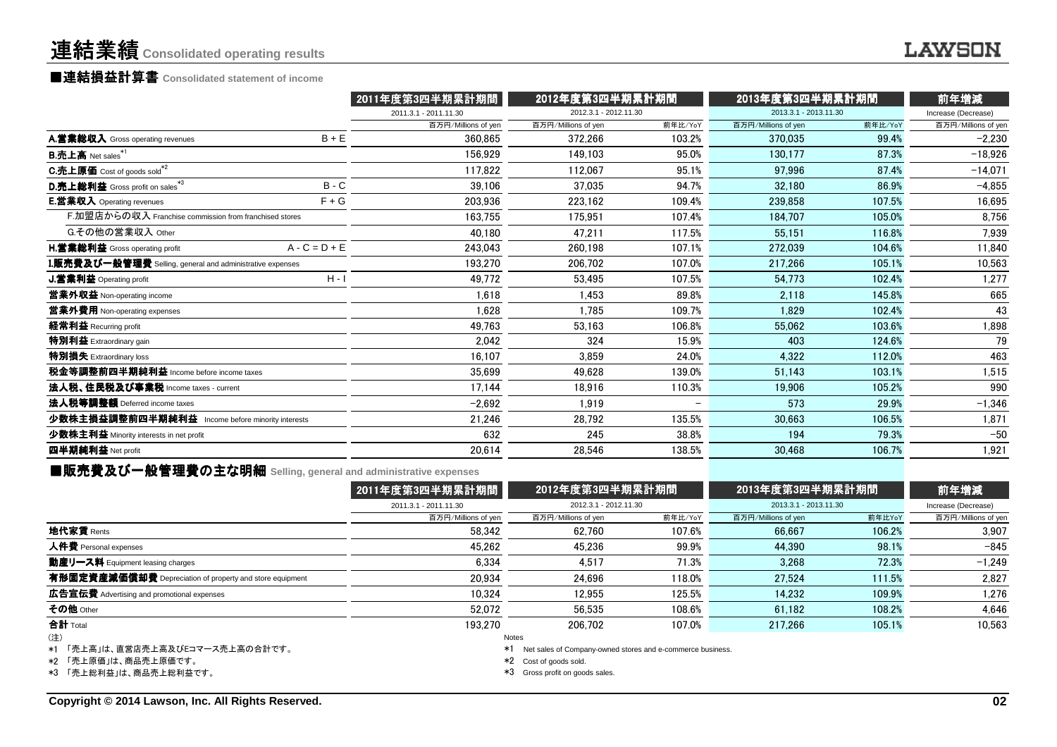# 連結業績 Consolidated operating results

## ■連結損益計算書 Consolidated statement of income

| | | 2011年度第3四半期累計期間 | 2012年度第3四半期累計期間 | | 2013年度第3四半期累計期間 | | 前年増減 |
|---|---|---|---|---|---|---|---|
| | | 2011.3.1 - 2011.11.30 | 2012.3.1 - 2012.11.30 | | 2013.3.1 - 2013.11.30 | | Increase (Decrease) |
| | | 百万円/Millions of yen | 百万円/Millions of yen | 前年比/YoY | 百万円/Millions of yen | 前年比/YoY | 百万円/Millions of yen |
| **A.営業総収入** Gross operating revenues | B + E | 360,865 | 372,266 | 103.2% | 370,035 | 99.4% | −2,230 |
| **B.売上高** Net sales*1 | | 156,929 | 149,103 | 95.0% | 130,177 | 87.3% | −18,926 |
| **C.売上原価** Cost of goods sold*2 | | 117,822 | 112,067 | 95.1% | 97,996 | 87.4% | −14,071 |
| **D.売上総利益** Gross profit on sales*3 | B - C | 39,106 | 37,035 | 94.7% | 32,180 | 86.9% | −4,855 |
| **E.営業収入** Operating revenues | F + G | 203,936 | 223,162 | 109.4% | 239,858 | 107.5% | 16,695 |
| F.加盟店からの収入 Franchise commission from franchised stores | | 163,755 | 175,951 | 107.4% | 184,707 | 105.0% | 8,756 |
| G.その他の営業収入 Other | | 40,180 | 47,211 | 117.5% | 55,151 | 116.8% | 7,939 |
| **H.営業総利益** Gross operating profit | A - C = D + E | 243,043 | 260,198 | 107.1% | 272,039 | 104.6% | 11,840 |
| **I.販売費及び一般管理費** Selling, general and administrative expenses | | 193,270 | 206,702 | 107.0% | 217,266 | 105.1% | 10,563 |
| **J.営業利益** Operating profit | H - I | 49,772 | 53,495 | 107.5% | 54,773 | 102.4% | 1,277 |
| **営業外収益** Non-operating income | | 1,618 | 1,453 | 89.8% | 2,118 | 145.8% | 665 |
| **営業外費用** Non-operating expenses | | 1,628 | 1,785 | 109.7% | 1,829 | 102.4% | 43 |
| **経常利益** Recurring profit | | 49,763 | 53,163 | 106.8% | 55,062 | 103.6% | 1,898 |
| **特別利益** Extraordinary gain | | 2,042 | 324 | 15.9% | 403 | 124.6% | 79 |
| **特別損失** Extraordinary loss | | 16,107 | 3,859 | 24.0% | 4,322 | 112.0% | 463 |
| **税金等調整前四半期純利益** Income before income taxes | | 35,699 | 49,628 | 139.0% | 51,143 | 103.1% | 1,515 |
| **法人税、住民税及び事業税** Income taxes - current | | 17,144 | 18,916 | 110.3% | 19,906 | 105.2% | 990 |
| **法人税等調整額** Deferred income taxes | | −2,692 | 1,919 | − | 573 | 29.9% | −1,346 |
| **少数株主損益調整前四半期純利益** Income before minority interests | | 21,246 | 28,792 | 135.5% | 30,663 | 106.5% | 1,871 |
| **少数株主利益** Minority interests in net profit | | 632 | 245 | 38.8% | 194 | 79.3% | −50 |
| **四半期純利益** Net profit | | 20,614 | 28,546 | 138.5% | 30,468 | 106.7% | 1,921 |

## ■販売費及び一般管理費の主な明細 Selling, general and administrative expenses

| | 2011年度第3四半期累計期間 | 2012年度第3四半期累計期間 | | 2013年度第3四半期累計期間 | | 前年増減 |
|---|---|---|---|---|---|---|
| | 2011.3.1 - 2011.11.30 | 2012.3.1 - 2012.11.30 | | 2013.3.1 - 2013.11.30 | | Increase (Decrease) |
| | 百万円/Millions of yen | 百万円/Millions of yen | 前年比/YoY | 百万円/Millions of yen | 前年比YoY | 百万円/Millions of yen |
| **地代家賃** Rents | 58,342 | 62,760 | 107.6% | 66,667 | 106.2% | 3,907 |
| **人件費** Personal expenses | 45,262 | 45,236 | 99.9% | 44,390 | 98.1% | −845 |
| **動産リース料** Equipment leasing charges | 6,334 | 4,517 | 71.3% | 3,268 | 72.3% | −1,249 |
| **有形固定資産減価償却費** Depreciation of property and store equipment | 20,934 | 24,696 | 118.0% | 27,524 | 111.5% | 2,827 |
| **広告宣伝費** Advertising and promotional expenses | 10,324 | 12,955 | 125.5% | 14,232 | 109.9% | 1,276 |
| **その他** Other | 52,072 | 56,535 | 108.6% | 61,182 | 108.2% | 4,646 |
| **合計** Total | 193,270 | 206,702 | 107.0% | 217,266 | 105.1% | 10,563 |

(注)

*1 「売上高」は、直営店売上高及びEコマース売上高の合計です。

*2 「売上原価」は、商品売上原価です。

*3 「売上総利益」は、商品売上総利益です。

Notes

*1 Net sales of Company-owned stores and e-commerce business.

*2 Cost of goods sold.

*3 Gross profit on goods sales.

Copyright © 2014 Lawson, Inc. All Rights Reserved.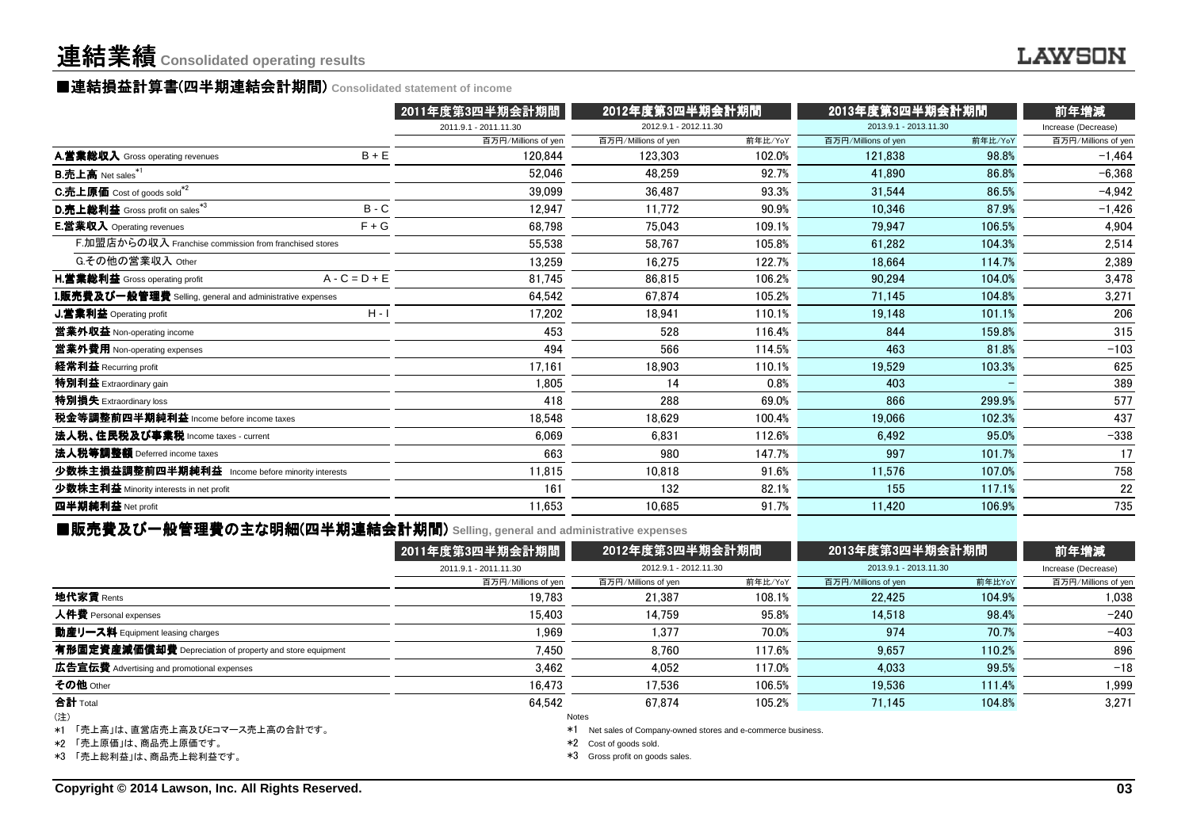# 連結業績 Consolidated operating results

## ■連結損益計算書(四半期連結会計期間) Consolidated statement of income

| | | 2011年度第3四半期会計期間 | 2012年度第3四半期会計期間 | | 2013年度第3四半期会計期間 | | 前年増減 |
|---|---|---|---|---|---|---|---|
| | | 2011.9.1 - 2011.11.30 | 2012.9.1 - 2012.11.30 | | 2013.9.1 - 2013.11.30 | | Increase (Decrease) |
| | | 百万円/Millions of yen | 百万円/Millions of yen | 前年比/YoY | 百万円/Millions of yen | 前年比/YoY | 百万円/Millions of yen |
| **A.営業総収入** Gross operating revenues | B + E | 120,844 | 123,303 | 102.0% | 121,838 | 98.8% | −1,464 |
| **B.売上高** Net sales*1 | | 52,046 | 48,259 | 92.7% | 41,890 | 86.8% | −6,368 |
| **C.売上原価** Cost of goods sold*2 | | 39,099 | 36,487 | 93.3% | 31,544 | 86.5% | −4,942 |
| **D.売上総利益** Gross profit on sales*3 | B - C | 12,947 | 11,772 | 90.9% | 10,346 | 87.9% | −1,426 |
| **E.営業収入** Operating revenues | F + G | 68,798 | 75,043 | 109.1% | 79,947 | 106.5% | 4,904 |
| F.加盟店からの収入 Franchise commission from franchised stores | | 55,538 | 58,767 | 105.8% | 61,282 | 104.3% | 2,514 |
| G.その他の営業収入 Other | | 13,259 | 16,275 | 122.7% | 18,664 | 114.7% | 2,389 |
| **H.営業総利益** Gross operating profit | A - C = D + E | 81,745 | 86,815 | 106.2% | 90,294 | 104.0% | 3,478 |
| **I.販売費及び一般管理費** Selling, general and administrative expenses | | 64,542 | 67,874 | 105.2% | 71,145 | 104.8% | 3,271 |
| **J.営業利益** Operating profit | H - I | 17,202 | 18,941 | 110.1% | 19,148 | 101.1% | 206 |
| **営業外収益** Non-operating income | | 453 | 528 | 116.4% | 844 | 159.8% | 315 |
| **営業外費用** Non-operating expenses | | 494 | 566 | 114.5% | 463 | 81.8% | −103 |
| **経常利益** Recurring profit | | 17,161 | 18,903 | 110.1% | 19,529 | 103.3% | 625 |
| **特別利益** Extraordinary gain | | 1,805 | 14 | 0.8% | 403 | − | 389 |
| **特別損失** Extraordinary loss | | 418 | 288 | 69.0% | 866 | 299.9% | 577 |
| **税金等調整前四半期純利益** Income before income taxes | | 18,548 | 18,629 | 100.4% | 19,066 | 102.3% | 437 |
| **法人税、住民税及び事業税** Income taxes - current | | 6,069 | 6,831 | 112.6% | 6,492 | 95.0% | −338 |
| **法人税等調整額** Deferred income taxes | | 663 | 980 | 147.7% | 997 | 101.7% | 17 |
| **少数株主損益調整前四半期純利益** Income before minority interests | | 11,815 | 10,818 | 91.6% | 11,576 | 107.0% | 758 |
| **少数株主利益** Minority interests in net profit | | 161 | 132 | 82.1% | 155 | 117.1% | 22 |
| **四半期純利益** Net profit | | 11,653 | 10,685 | 91.7% | 11,420 | 106.9% | 735 |

## ■販売費及び一般管理費の主な明細(四半期連結会計期間) Selling, general and administrative expenses

| | 2011年度第3四半期会計期間 | 2012年度第3四半期会計期間 | | 2013年度第3四半期会計期間 | | 前年増減 |
|---|---|---|---|---|---|---|
| | 2011.9.1 - 2011.11.30 | 2012.9.1 - 2012.11.30 | | 2013.9.1 - 2013.11.30 | | Increase (Decrease) |
| | 百万円/Millions of yen | 百万円/Millions of yen | 前年比/YoY | 百万円/Millions of yen | 前年比YoY | 百万円/Millions of yen |
| **地代家賃** Rents | 19,783 | 21,387 | 108.1% | 22,425 | 104.9% | 1,038 |
| **人件費** Personal expenses | 15,403 | 14,759 | 95.8% | 14,518 | 98.4% | −240 |
| **動産リース料** Equipment leasing charges | 1,969 | 1,377 | 70.0% | 974 | 70.7% | −403 |
| **有形固定資産減価償却費** Depreciation of property and store equipment | 7,450 | 8,760 | 117.6% | 9,657 | 110.2% | 896 |
| **広告宣伝費** Advertising and promotional expenses | 3,462 | 4,052 | 117.0% | 4,033 | 99.5% | −18 |
| **その他** Other | 16,473 | 17,536 | 106.5% | 19,536 | 111.4% | 1,999 |
| **合計** Total | 64,542 | 67,874 | 105.2% | 71,145 | 104.8% | 3,271 |

(注)
*1 「売上高」は、直営店売上高及びEコマース売上高の合計です。
*2 「売上原価」は、商品売上原価です。
*3 「売上総利益」は、商品売上総利益です。

Notes
*1 Net sales of Company-owned stores and e-commerce business.
*2 Cost of goods sold.
*3 Gross profit on goods sales.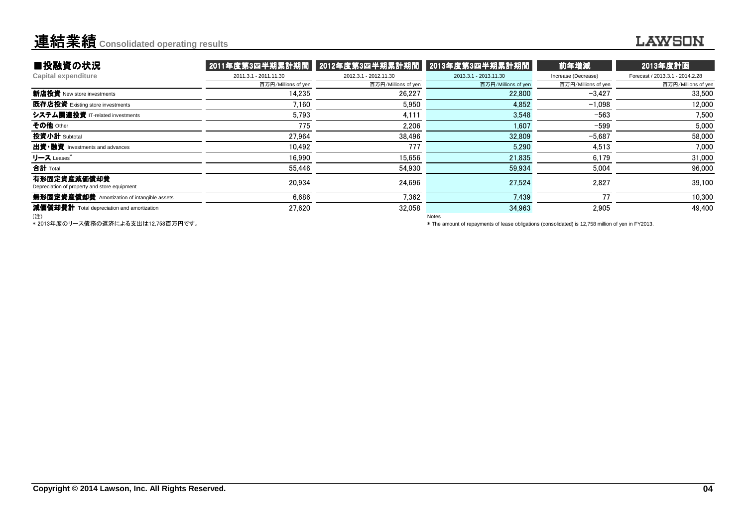# 連結業績 Consolidated operating results

LAWSON

## ■投融資の状況

Capital expenditure

| | 2011年度第3四半期累計期間 | 2012年度第3四半期累計期間 | 2013年度第3四半期累計期間 | 前年増減 | 2013年度計画 |
|---|---|---|---|---|---|
| | 2011.3.1 - 2011.11.30 | 2012.3.1 - 2012.11.30 | 2013.3.1 - 2013.11.30 | Increase (Decrease) | Forecast / 2013.3.1 - 2014.2.28 |
| | 百万円/Millions of yen | 百万円/Millions of yen | 百万円/Millions of yen | 百万円/Millions of yen | 百万円/Millions of yen |
| **新店投資** New store investments | 14,235 | 26,227 | 22,800 | -3,427 | 33,500 |
| **既存店投資** Existing store investments | 7,160 | 5,950 | 4,852 | -1,098 | 12,000 |
| **システム関連投資** IT-related investments | 5,793 | 4,111 | 3,548 | -563 | 7,500 |
| **その他** Other | 775 | 2,206 | 1,607 | -599 | 5,000 |
| **投資小計** Subtotal | 27,964 | 38,496 | 32,809 | -5,687 | 58,000 |
| **出資・融資** Investments and advances | 10,492 | 777 | 5,290 | 4,513 | 7,000 |
| **リース** Leases* | 16,990 | 15,656 | 21,835 | 6,179 | 31,000 |
| **合計** Total | 55,446 | 54,930 | 59,934 | 5,004 | 96,000 |
| **有形固定資産減価償却費** Depreciation of property and store equipment | 20,934 | 24,696 | 27,524 | 2,827 | 39,100 |
| **無形固定資産償却費** Amortization of intangible assets | 6,686 | 7,362 | 7,439 | 77 | 10,300 |
| **減価償却費計** Total depreciation and amortization | 27,620 | 32,058 | 34,963 | 2,905 | 49,400 |

(注)
* 2013年度のリース債務の返済による支出は12,758百万円です。

Notes
* The amount of repayments of lease obligations (consolidated) is 12,758 million of yen in FY2013.

Copyright © 2014 Lawson, Inc. All Rights Reserved.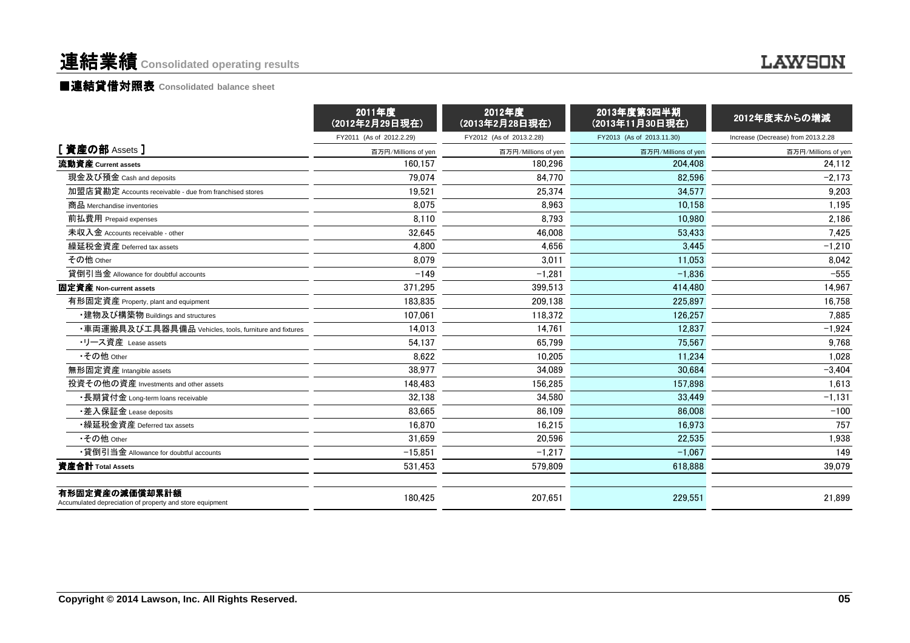# 連結業績 Consolidated operating results

LAWSON

## ■連結貸借対照表 Consolidated balance sheet

| | 2011年度（2012年2月29日現在） | 2012年度（2013年2月28日現在） | 2013年度第3四半期（2013年11月30日現在） | 2012年度末からの増減 |
|---|---|---|---|---|
| | FY2011 (As of 2012.2.29) | FY2012 (As of 2013.2.28) | FY2013 (As of 2013.11.30) | Increase (Decrease) from 2013.2.28 |
| **[ 資産の部 Assets ]** | 百万円/Millions of yen | 百万円/Millions of yen | 百万円/Millions of yen | 百万円/Millions of yen |
| **流動資産 Current assets** | 160,157 | 180,296 | 204,408 | 24,112 |
| 現金及び預金 Cash and deposits | 79,074 | 84,770 | 82,596 | −2,173 |
| 加盟店貸勘定 Accounts receivable - due from franchised stores | 19,521 | 25,374 | 34,577 | 9,203 |
| 商品 Merchandise inventories | 8,075 | 8,963 | 10,158 | 1,195 |
| 前払費用 Prepaid expenses | 8,110 | 8,793 | 10,980 | 2,186 |
| 未収入金 Accounts receivable - other | 32,645 | 46,008 | 53,433 | 7,425 |
| 繰延税金資産 Deferred tax assets | 4,800 | 4,656 | 3,445 | −1,210 |
| その他 Other | 8,079 | 3,011 | 11,053 | 8,042 |
| 貸倒引当金 Allowance for doubtful accounts | −149 | −1,281 | −1,836 | −555 |
| **固定資産 Non-current assets** | 371,295 | 399,513 | 414,480 | 14,967 |
| 有形固定資産 Property, plant and equipment | 183,835 | 209,138 | 225,897 | 16,758 |
| ・建物及び構築物 Buildings and structures | 107,061 | 118,372 | 126,257 | 7,885 |
| ・車両運搬具及び工具器具備品 Vehicles, tools, furniture and fixtures | 14,013 | 14,761 | 12,837 | −1,924 |
| ・リース資産 Lease assets | 54,137 | 65,799 | 75,567 | 9,768 |
| ・その他 Other | 8,622 | 10,205 | 11,234 | 1,028 |
| 無形固定資産 Intangible assets | 38,977 | 34,089 | 30,684 | −3,404 |
| 投資その他の資産 Investments and other assets | 148,483 | 156,285 | 157,898 | 1,613 |
| ・長期貸付金 Long-term loans receivable | 32,138 | 34,580 | 33,449 | −1,131 |
| ・差入保証金 Lease deposits | 83,665 | 86,109 | 86,008 | −100 |
| ・繰延税金資産 Deferred tax assets | 16,870 | 16,215 | 16,973 | 757 |
| ・その他 Other | 31,659 | 20,596 | 22,535 | 1,938 |
| ・貸倒引当金 Allowance for doubtful accounts | −15,851 | −1,217 | −1,067 | 149 |
| **資産合計 Total Assets** | 531,453 | 579,809 | 618,888 | 39,079 |
| **有形固定資産の減価償却累計額** Accumulated depreciation of property and store equipment | 180,425 | 207,651 | 229,551 | 21,899 |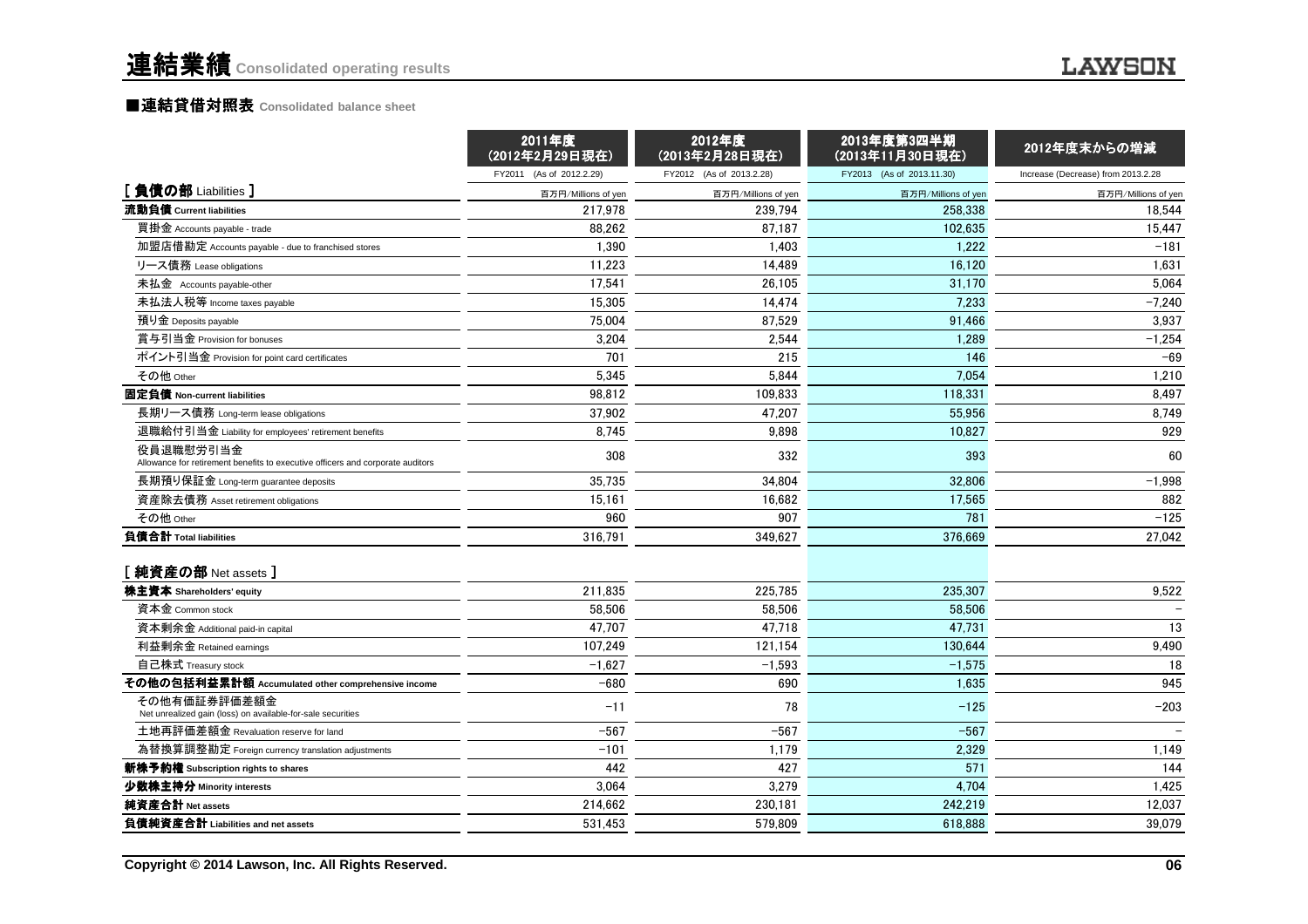# 連結業績 Consolidated operating results

## ■連結貸借対照表 Consolidated balance sheet

| | 2011年度<br>(2012年2月29日現在)<br>FY2011 (As of 2012.2.29) | 2012年度<br>(2013年2月28日現在)<br>FY2012 (As of 2013.2.28) | 2013年度第3四半期<br>(2013年11月30日現在)<br>FY2013 (As of 2013.11.30) | 2012年度末からの増減<br>Increase (Decrease) from 2013.2.28 |
|---|---|---|---|---|
| **[ 負債の部 Liabilities ]** | 百万円/Millions of yen | 百万円/Millions of yen | 百万円/Millions of yen | 百万円/Millions of yen |
| **流動負債 Current liabilities** | 217,978 | 239,794 | 258,338 | 18,544 |
| 買掛金 Accounts payable - trade | 88,262 | 87,187 | 102,635 | 15,447 |
| 加盟店借勘定 Accounts payable - due to franchised stores | 1,390 | 1,403 | 1,222 | -181 |
| リース債務 Lease obligations | 11,223 | 14,489 | 16,120 | 1,631 |
| 未払金 Accounts payable-other | 17,541 | 26,105 | 31,170 | 5,064 |
| 未払法人税等 Income taxes payable | 15,305 | 14,474 | 7,233 | -7,240 |
| 預り金 Deposits payable | 75,004 | 87,529 | 91,466 | 3,937 |
| 賞与引当金 Provision for bonuses | 3,204 | 2,544 | 1,289 | -1,254 |
| ポイント引当金 Provision for point card certificates | 701 | 215 | 146 | -69 |
| その他 Other | 5,345 | 5,844 | 7,054 | 1,210 |
| **固定負債 Non-current liabilities** | 98,812 | 109,833 | 118,331 | 8,497 |
| 長期リース債務 Long-term lease obligations | 37,902 | 47,207 | 55,956 | 8,749 |
| 退職給付引当金 Liability for employees' retirement benefits | 8,745 | 9,898 | 10,827 | 929 |
| 役員退職慰労引当金<br>Allowance for retirement benefits to executive officers and corporate auditors | 308 | 332 | 393 | 60 |
| 長期預り保証金 Long-term guarantee deposits | 35,735 | 34,804 | 32,806 | -1,998 |
| 資産除去債務 Asset retirement obligations | 15,161 | 16,682 | 17,565 | 882 |
| その他 Other | 960 | 907 | 781 | -125 |
| **負債合計 Total liabilities** | 316,791 | 349,627 | 376,669 | 27,042 |
| **[ 純資産の部 Net assets ]** | | | | |
| **株主資本 Shareholders' equity** | 211,835 | 225,785 | 235,307 | 9,522 |
| 資本金 Common stock | 58,506 | 58,506 | 58,506 | - |
| 資本剰余金 Additional paid-in capital | 47,707 | 47,718 | 47,731 | 13 |
| 利益剰余金 Retained earnings | 107,249 | 121,154 | 130,644 | 9,490 |
| 自己株式 Treasury stock | -1,627 | -1,593 | -1,575 | 18 |
| **その他の包括利益累計額 Accumulated other comprehensive income** | -680 | 690 | 1,635 | 945 |
| その他有価証券評価差額金<br>Net unrealized gain (loss) on available-for-sale securities | -11 | 78 | -125 | -203 |
| 土地再評価差額金 Revaluation reserve for land | -567 | -567 | -567 | - |
| 為替換算調整勘定 Foreign currency translation adjustments | -101 | 1,179 | 2,329 | 1,149 |
| **新株予約権 Subscription rights to shares** | 442 | 427 | 571 | 144 |
| **少数株主持分 Minority interests** | 3,064 | 3,279 | 4,704 | 1,425 |
| **純資産合計 Net assets** | 214,662 | 230,181 | 242,219 | 12,037 |
| **負債純資産合計 Liabilities and net assets** | 531,453 | 579,809 | 618,888 | 39,079 |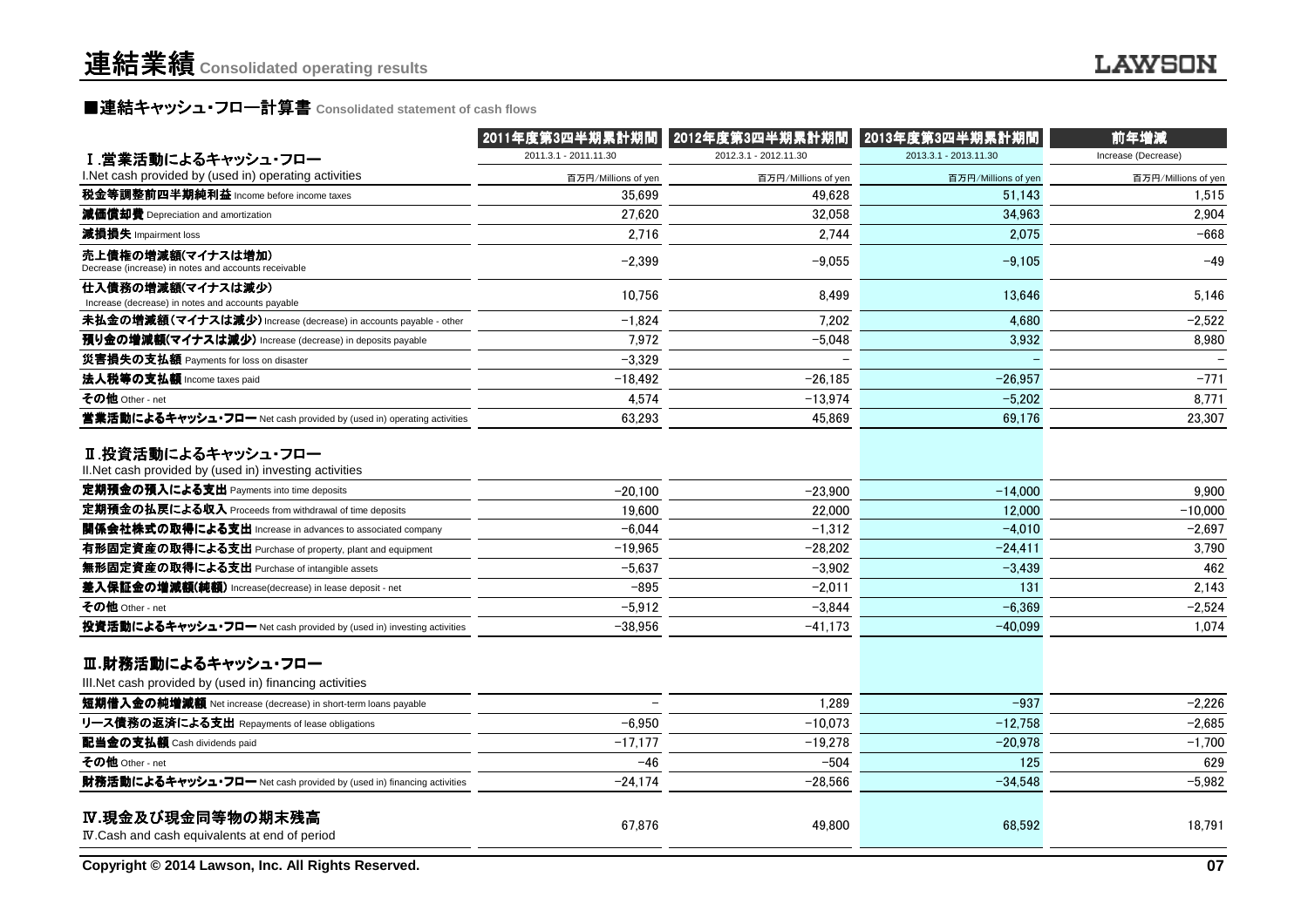# 連結業績 Consolidated operating results

## ■連結キャッシュ・フロー計算書 Consolidated statement of cash flows

| | 2011年度第3四半期累計期間 | 2012年度第3四半期累計期間 | 2013年度第3四半期累計期間 | 前年増減 |
|---|---|---|---|---|
| Ⅰ.営業活動によるキャッシュ・フロー | 2011.3.1 - 2011.11.30 | 2012.3.1 - 2012.11.30 | 2013.3.1 - 2013.11.30 | Increase (Decrease) |
| I.Net cash provided by (used in) operating activities | 百万円/Millions of yen | 百万円/Millions of yen | 百万円/Millions of yen | 百万円/Millions of yen |
| **税金等調整前四半期純利益** Income before income taxes | 35,699 | 49,628 | 51,143 | 1,515 |
| **減価償却費** Depreciation and amortization | 27,620 | 32,058 | 34,963 | 2,904 |
| **減損損失** Impairment loss | 2,716 | 2,744 | 2,075 | −668 |
| **売上債権の増減額(マイナスは増加)** Decrease (increase) in notes and accounts receivable | −2,399 | −9,055 | −9,105 | −49 |
| **仕入債務の増減額(マイナスは減少)** Increase (decrease) in notes and accounts payable | 10,756 | 8,499 | 13,646 | 5,146 |
| **未払金の増減額(マイナスは減少)** Increase (decrease) in accounts payable - other | −1,824 | 7,202 | 4,680 | −2,522 |
| **預り金の増減額(マイナスは減少)** Increase (decrease) in deposits payable | 7,972 | −5,048 | 3,932 | 8,980 |
| **災害損失の支払額** Payments for loss on disaster | −3,329 | − | − | − |
| **法人税等の支払額** Income taxes paid | −18,492 | −26,185 | −26,957 | −771 |
| **その他** Other - net | 4,574 | −13,974 | −5,202 | 8,771 |
| **営業活動によるキャッシュ・フロー** Net cash provided by (used in) operating activities | 63,293 | 45,869 | 69,176 | 23,307 |
| **Ⅱ.投資活動によるキャッシュ・フロー** II.Net cash provided by (used in) investing activities | | | | |
| **定期預金の預入による支出** Payments into time deposits | −20,100 | −23,900 | −14,000 | 9,900 |
| **定期預金の払戻による収入** Proceeds from withdrawal of time deposits | 19,600 | 22,000 | 12,000 | −10,000 |
| **関係会社株式の取得による支出** Increase in advances to associated company | −6,044 | −1,312 | −4,010 | −2,697 |
| **有形固定資産の取得による支出** Purchase of property, plant and equipment | −19,965 | −28,202 | −24,411 | 3,790 |
| **無形固定資産の取得による支出** Purchase of intangible assets | −5,637 | −3,902 | −3,439 | 462 |
| **差入保証金の増減額(純額)** Increase(decrease) in lease deposit - net | −895 | −2,011 | 131 | 2,143 |
| **その他** Other - net | −5,912 | −3,844 | −6,369 | −2,524 |
| **投資活動によるキャッシュ・フロー** Net cash provided by (used in) investing activities | −38,956 | −41,173 | −40,099 | 1,074 |
| **Ⅲ.財務活動によるキャッシュ・フロー** III.Net cash provided by (used in) financing activities | | | | |
| **短期借入金の純増減額** Net increase (decrease) in short-term loans payable | − | 1,289 | −937 | −2,226 |
| **リース債務の返済による支出** Repayments of lease obligations | −6,950 | −10,073 | −12,758 | −2,685 |
| **配当金の支払額** Cash dividends paid | −17,177 | −19,278 | −20,978 | −1,700 |
| **その他** Other - net | −46 | −504 | 125 | 629 |
| **財務活動によるキャッシュ・フロー** Net cash provided by (used in) financing activities | −24,174 | −28,566 | −34,548 | −5,982 |
| **Ⅳ.現金及び現金同等物の期末残高** Ⅳ.Cash and cash equivalents at end of period | 67,876 | 49,800 | 68,592 | 18,791 |

Copyright © 2014 Lawson, Inc. All Rights Reserved.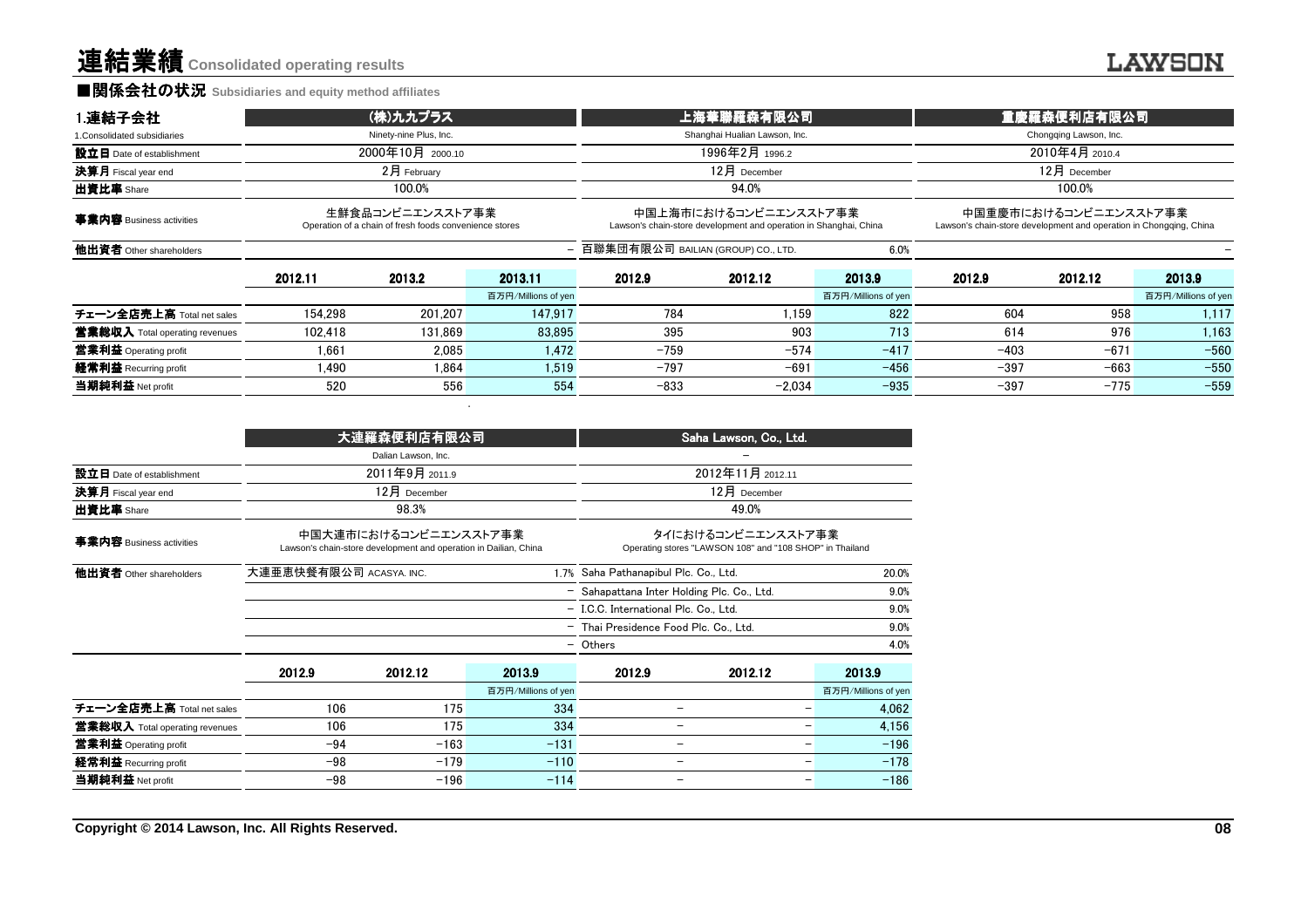# 連結業績 Consolidated operating results

## ■関係会社の状況 Subsidiaries and equity method affiliates

| 1.連結子会社 1.Consolidated subsidiaries | (株)九九プラス Ninety-nine Plus, Inc. | | | 上海華聯羅森有限公司 Shanghai Hualian Lawson, Inc. | | | 重慶羅森便利店有限公司 Chongqing Lawson, Inc. | | |
|---|---|---|---|---|---|---|---|---|---|
| 設立日 Date of establishment | 2000年10月 2000.10 | | | 1996年2月 1996.2 | | | 2010年4月 2010.4 | | |
| 決算月 Fiscal year end | 2月 February | | | 12月 December | | | 12月 December | | |
| 出資比率 Share | 100.0% | | | 94.0% | | | 100.0% | | |
| 事業内容 Business activities | 生鮮食品コンビニエンスストア事業 Operation of a chain of fresh foods convenience stores | | | 中国上海市におけるコンビニエンスストア事業 Lawson's chain-store development and operation in Shanghai, China | | | 中国重慶市におけるコンビニエンスストア事業 Lawson's chain-store development and operation in Chongqing, China | | |
| 他出資者 Other shareholders | | | − | 百聯集団有限公司 BAILIAN (GROUP) CO., LTD. | | 6.0% | | | − |
| | 2012.11 | 2013.2 | 2013.11 | 2012.9 | 2012.12 | 2013.9 | 2012.9 | 2012.12 | 2013.9 |
| | | | 百万円/Millions of yen | | | 百万円/Millions of yen | | | 百万円/Millions of yen |
| チェーン全店売上高 Total net sales | 154,298 | 201,207 | 147,917 | 784 | 1,159 | 822 | 604 | 958 | 1,117 |
| 営業総収入 Total operating revenues | 102,418 | 131,869 | 83,895 | 395 | 903 | 713 | 614 | 976 | 1,163 |
| 営業利益 Operating profit | 1,661 | 2,085 | 1,472 | −759 | −574 | −417 | −403 | −671 | −560 |
| 経常利益 Recurring profit | 1,490 | 1,864 | 1,519 | −797 | −691 | −456 | −397 | −663 | −550 |
| 当期純利益 Net profit | 520 | 556 | 554 | −833 | −2,034 | −935 | −397 | −775 | −559 |

| | 大連羅森便利店有限公司 Dalian Lawson, Inc. | | | Saha Lawson, Co., Ltd. − | | |
|---|---|---|---|---|---|---|
| 設立日 Date of establishment | 2011年9月 2011.9 | | | 2012年11月 2012.11 | | |
| 決算月 Fiscal year end | 12月 December | | | 12月 December | | |
| 出資比率 Share | 98.3% | | | 49.0% | | |
| 事業内容 Business activities | 中国大連市におけるコンビニエンスストア事業 Lawson's chain-store development and operation in Dailian, China | | | タイにおけるコンビニエンスストア事業 Operating stores "LAWSON 108" and "108 SHOP" in Thailand | | |
| 他出資者 Other shareholders | 大連亜恵快餐有限公司 ACASYA. INC. | | 1.7% | Saha Pathanapibul Plc. Co., Ltd. | | 20.0% |
| | | | − | Sahapattana Inter Holding Plc. Co., Ltd. | | 9.0% |
| | | | − | I.C.C. International Plc. Co., Ltd. | | 9.0% |
| | | | − | Thai Presidence Food Plc. Co., Ltd. | | 9.0% |
| | | | − | Others | | 4.0% |
| | 2012.9 | 2012.12 | 2013.9 | 2012.9 | 2012.12 | 2013.9 |
| | | | 百万円/Millions of yen | | | 百万円/Millions of yen |
| チェーン全店売上高 Total net sales | 106 | 175 | 334 | − | − | 4,062 |
| 営業総収入 Total operating revenues | 106 | 175 | 334 | − | − | 4,156 |
| 営業利益 Operating profit | −94 | −163 | −131 | − | − | −196 |
| 経常利益 Recurring profit | −98 | −179 | −110 | − | − | −178 |
| 当期純利益 Net profit | −98 | −196 | −114 | − | − | −186 |

Copyright © 2014 Lawson, Inc. All Rights Reserved.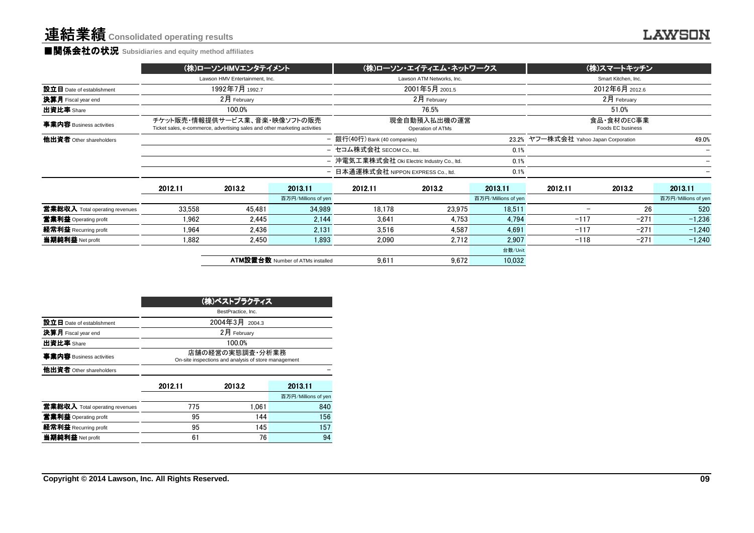# 連結業績 Consolidated operating results

## ■関係会社の状況 Subsidiaries and equity method affiliates

| | (株)ローソンHMVエンタテイメント | | | (株)ローソン・エイティエム・ネットワークス | | | (株)スマートキッチン | | |
|---|---|---|---|---|---|---|---|---|---|
| | Lawson HMV Entertainment, Inc. | | | Lawson ATM Networks, Inc. | | | Smart Kitchen, Inc. | | |
| 設立日 Date of establishment | 1992年7月 1992.7 | | | 2001年5月 2001.5 | | | 2012年6月 2012.6 | | |
| 決算月 Fiscal year end | 2月 February | | | 2月 February | | | 2月 February | | |
| 出資比率 Share | 100.0% | | | 76.5% | | | 51.0% | | |
| 事業内容 Business activities | チケット販売・情報提供サービス業、音楽・映像ソフトの販売 Ticket sales, e-commerce, advertising sales and other marketing activities | | | 現金自動預入払出機の運営 Operation of ATMs | | | 食品・食材のEC事業 Foods EC business | | |
| 他出資者 Other shareholders | | | – | 銀行(40行) Bank (40 companies) | | 23.2% | ヤフー株式会社 Yahoo Japan Corporation | | 49.0% |
| | | | – | セコム株式会社 SECOM Co., ltd. | | 0.1% | | | – |
| | | | – | 沖電気工業株式会社 Oki Electric Industry Co., ltd. | | 0.1% | | | – |
| | | | – | 日本通運株式会社 NIPPON EXPRESS Co., ltd. | | 0.1% | | | – |
| | 2012.11 | 2013.2 | 2013.11 | 2012.11 | 2013.2 | 2013.11 | 2012.11 | 2013.2 | 2013.11 |
| | | | 百万円/Millions of yen | | | 百万円/Millions of yen | | | 百万円/Millions of yen |
| 営業総収入 Total operating revenues | 33,558 | 45,481 | 34,989 | 18,178 | 23,975 | 18,511 | – | 26 | 520 |
| 営業利益 Operating profit | 1,962 | 2,445 | 2,144 | 3,641 | 4,753 | 4,794 | −117 | −271 | −1,236 |
| 経常利益 Recurring profit | 1,964 | 2,436 | 2,131 | 3,516 | 4,587 | 4,691 | −117 | −271 | −1,240 |
| 当期純利益 Net profit | 1,882 | 2,450 | 1,893 | 2,090 | 2,712 | 2,907 | −118 | −271 | −1,240 |
| | | | | | | 台数/Unit | | | |
| | | | ATM設置台数 Number of ATMs installed | 9,611 | 9,672 | 10,032 | | | |

| | (株)ベストプラクティス | | |
|---|---|---|---|
| | BestPractice, Inc. | | |
| 設立日 Date of establishment | 2004年3月 2004.3 | | |
| 決算月 Fiscal year end | 2月 February | | |
| 出資比率 Share | 100.0% | | |
| 事業内容 Business activities | 店舗の経営の実態調査・分析業務 On-site inspections and analysis of store management | | |
| 他出資者 Other shareholders | | | – |
| | 2012.11 | 2013.2 | 2013.11 |
| | | | 百万円/Millions of yen |
| 営業総収入 Total operating revenues | 775 | 1,061 | 840 |
| 営業利益 Operating profit | 95 | 144 | 156 |
| 経常利益 Recurring profit | 95 | 145 | 157 |
| 当期純利益 Net profit | 61 | 76 | 94 |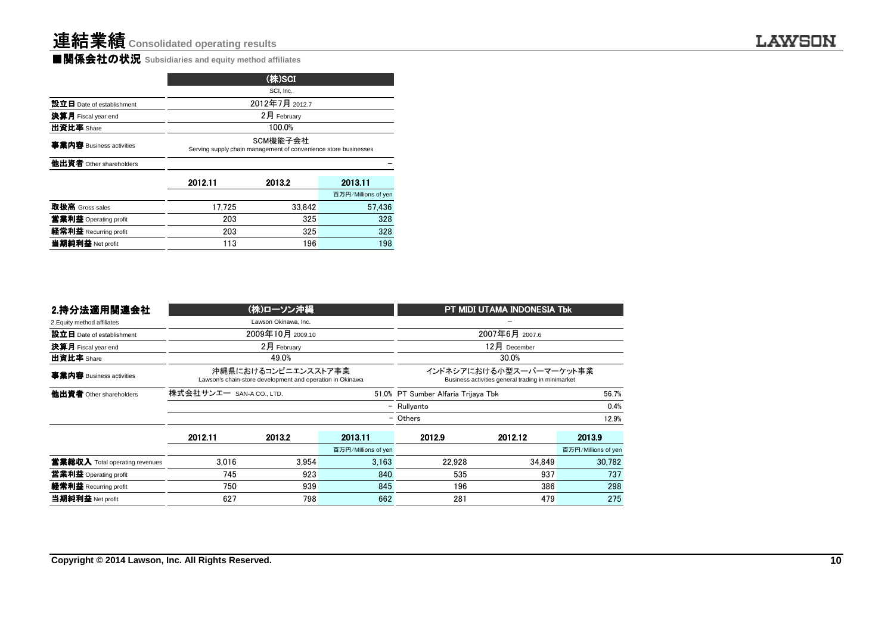# 連結業績 Consolidated operating results

## ■関係会社の状況 Subsidiaries and equity method affiliates

| | (株)SCI | | |
|---|---|---|---|
| | SCI, Inc. | | |
| **設立日** Date of establishment | 2012年7月 2012.7 | | |
| **決算月** Fiscal year end | 2月 February | | |
| **出資比率** Share | 100.0% | | |
| **事業内容** Business activities | SCM機能子会社 Serving supply chain management of convenience store businesses | | |
| **他出資者** Other shareholders | | | – |
| | 2012.11 | 2013.2 | 2013.11 |
| | | | 百万円/Millions of yen |
| **取扱高** Gross sales | 17,725 | 33,842 | 57,436 |
| **営業利益** Operating profit | 203 | 325 | 328 |
| **経常利益** Recurring profit | 203 | 325 | 328 |
| **当期純利益** Net profit | 113 | 196 | 198 |

## 2.持分法適用関連会社

2.Equity method affiliates

| | (株)ローソン沖縄 | | | PT MIDI UTAMA INDONESIA Tbk | | |
|---|---|---|---|---|---|---|
| | Lawson Okinawa, Inc. | | | – | | |
| **設立日** Date of establishment | 2009年10月 2009.10 | | | 2007年6月 2007.6 | | |
| **決算月** Fiscal year end | 2月 February | | | 12月 December | | |
| **出資比率** Share | 49.0% | | | 30.0% | | |
| **事業内容** Business activities | 沖縄県におけるコンビニエンスストア事業 Lawson's chain-store development and operation in Okinawa | | | インドネシアにおける小型スーパーマーケット事業 Business activities general trading in minimarket | | |
| **他出資者** Other shareholders | 株式会社サンエー SAN-A CO., LTD. | | 51.0% | PT Sumber Alfaria Trijaya Tbk | | 56.7% |
| | | | – | Rullyanto | | 0.4% |
| | | | – | Others | | 12.9% |
| | 2012.11 | 2013.2 | 2013.11 | 2012.9 | 2012.12 | 2013.9 |
| | | | 百万円/Millions of yen | | | 百万円/Millions of yen |
| **営業総収入** Total operating revenues | 3,016 | 3,954 | 3,163 | 22,928 | 34,849 | 30,782 |
| **営業利益** Operating profit | 745 | 923 | 840 | 535 | 937 | 737 |
| **経常利益** Recurring profit | 750 | 939 | 845 | 196 | 386 | 298 |
| **当期純利益** Net profit | 627 | 798 | 662 | 281 | 479 | 275 |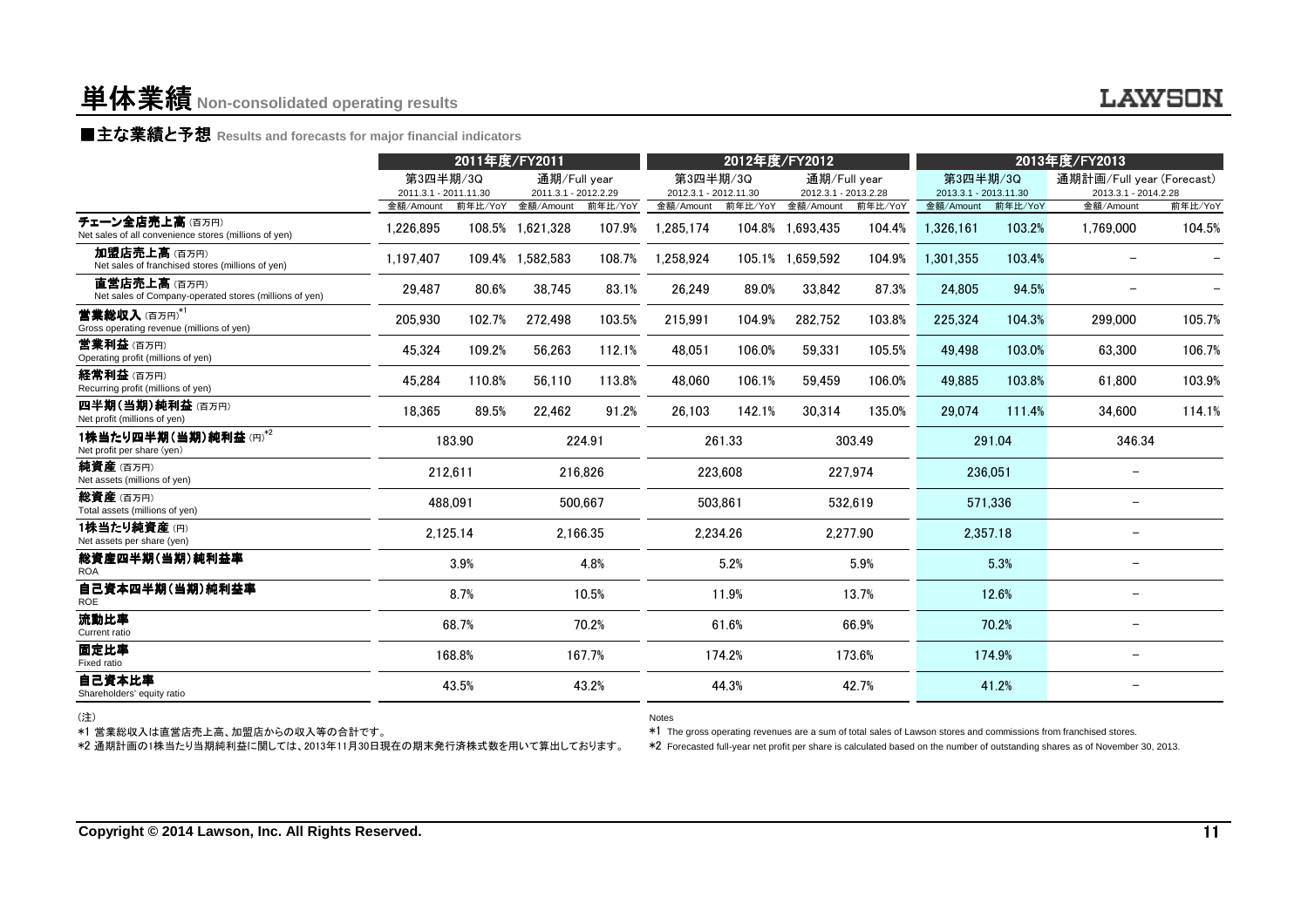# 単体業績 Non-consolidated operating results

## ■主な業績と予想 Results and forecasts for major financial indicators

| | 2011年度/FY2011 | | | | 2012年度/FY2012 | | | | 2013年度/FY2013 | | | |
|---|---|---|---|---|---|---|---|---|---|---|---|---|
| | 第3四半期/3Q 2011.3.1 - 2011.11.30 | | 通期/Full year 2011.3.1 - 2012.2.29 | | 第3四半期/3Q 2012.3.1 - 2012.11.30 | | 通期/Full year 2012.3.1 - 2013.2.28 | | 第3四半期/3Q 2013.3.1 - 2013.11.30 | | 通期計画/Full year (Forecast) 2013.3.1 - 2014.2.28 | |
| | 金額/Amount | 前年比/YoY | 金額/Amount | 前年比/YoY | 金額/Amount | 前年比/YoY | 金額/Amount | 前年比/YoY | 金額/Amount | 前年比/YoY | 金額/Amount | 前年比/YoY |
| チェーン全店売上高 (百万円) Net sales of all convenience stores (millions of yen) | 1,226,895 | 108.5% | 1,621,328 | 107.9% | 1,285,174 | 104.8% | 1,693,435 | 104.4% | 1,326,161 | 103.2% | 1,769,000 | 104.5% |
| 加盟店売上高 (百万円) Net sales of franchised stores (millions of yen) | 1,197,407 | 109.4% | 1,582,583 | 108.7% | 1,258,924 | 105.1% | 1,659,592 | 104.9% | 1,301,355 | 103.4% | – | – |
| 直営店売上高 (百万円) Net sales of Company-operated stores (millions of yen) | 29,487 | 80.6% | 38,745 | 83.1% | 26,249 | 89.0% | 33,842 | 87.3% | 24,805 | 94.5% | – | – |
| 営業総収入 (百万円)*1 Gross operating revenue (millions of yen) | 205,930 | 102.7% | 272,498 | 103.5% | 215,991 | 104.9% | 282,752 | 103.8% | 225,324 | 104.3% | 299,000 | 105.7% |
| 営業利益 (百万円) Operating profit (millions of yen) | 45,324 | 109.2% | 56,263 | 112.1% | 48,051 | 106.0% | 59,331 | 105.5% | 49,498 | 103.0% | 63,300 | 106.7% |
| 経常利益 (百万円) Recurring profit (millions of yen) | 45,284 | 110.8% | 56,110 | 113.8% | 48,060 | 106.1% | 59,459 | 106.0% | 49,885 | 103.8% | 61,800 | 103.9% |
| 四半期(当期)純利益 (百万円) Net profit (millions of yen) | 18,365 | 89.5% | 22,462 | 91.2% | 26,103 | 142.1% | 30,314 | 135.0% | 29,074 | 111.4% | 34,600 | 114.1% |
| 1株当たり四半期(当期)純利益 (円)*2 Net profit per share (yen) | 183.90 | | 224.91 | | 261.33 | | 303.49 | | 291.04 | | 346.34 | |
| 純資産 (百万円) Net assets (millions of yen) | 212,611 | | 216,826 | | 223,608 | | 227,974 | | 236,051 | | – | |
| 総資産 (百万円) Total assets (millions of yen) | 488,091 | | 500,667 | | 503,861 | | 532,619 | | 571,336 | | – | |
| 1株当たり純資産 (円) Net assets per share (yen) | 2,125.14 | | 2,166.35 | | 2,234.26 | | 2,277.90 | | 2,357.18 | | – | |
| 総資産四半期(当期)純利益率 ROA | 3.9% | | 4.8% | | 5.2% | | 5.9% | | 5.3% | | – | |
| 自己資本四半期(当期)純利益率 ROE | 8.7% | | 10.5% | | 11.9% | | 13.7% | | 12.6% | | – | |
| 流動比率 Current ratio | 68.7% | | 70.2% | | 61.6% | | 66.9% | | 70.2% | | – | |
| 固定比率 Fixed ratio | 168.8% | | 167.7% | | 174.2% | | 173.6% | | 174.9% | | – | |
| 自己資本比率 Shareholders' equity ratio | 43.5% | | 43.2% | | 44.3% | | 42.7% | | 41.2% | | – | |

(注)

*1 営業総収入は直営店売上高、加盟店からの収入等の合計です。

*2 通期計画の1株当たり当期純利益に関しては、2013年11月30日現在の期末発行済株式数を用いて算出しております。

Notes

*1 The gross operating revenues are a sum of total sales of Lawson stores and commissions from franchised stores.

*2 Forecasted full-year net profit per share is calculated based on the number of outstanding shares as of November 30, 2013.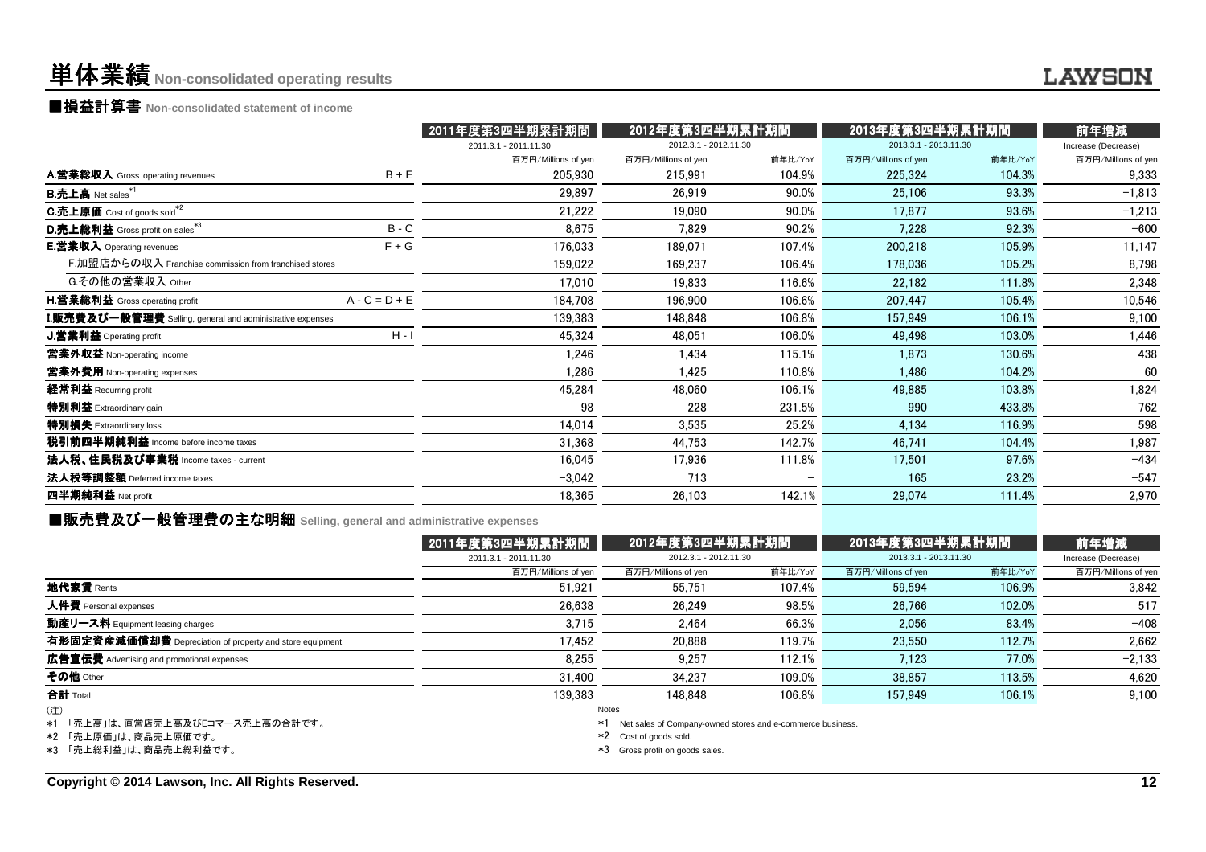# 単体業績 Non-consolidated operating results

## ■損益計算書 Non-consolidated statement of income

| | | 2011年度第3四半期累計期間 | 2012年度第3四半期累計期間 | | 2013年度第3四半期累計期間 | | 前年増減 |
|---|---|---|---|---|---|---|---|
| | | 2011.3.1 - 2011.11.30 | 2012.3.1 - 2012.11.30 | | 2013.3.1 - 2013.11.30 | | Increase (Decrease) |
| | | 百万円/Millions of yen | 百万円/Millions of yen | 前年比/YoY | 百万円/Millions of yen | 前年比/YoY | 百万円/Millions of yen |
| **A.営業総収入** Gross operating revenues | B + E | 205,930 | 215,991 | 104.9% | 225,324 | 104.3% | 9,333 |
| **B.売上高** Net sales*1 | | 29,897 | 26,919 | 90.0% | 25,106 | 93.3% | −1,813 |
| **C.売上原価** Cost of goods sold*2 | | 21,222 | 19,090 | 90.0% | 17,877 | 93.6% | −1,213 |
| **D.売上総利益** Gross profit on sales*3 | B - C | 8,675 | 7,829 | 90.2% | 7,228 | 92.3% | −600 |
| **E.営業収入** Operating revenues | F + G | 176,033 | 189,071 | 107.4% | 200,218 | 105.9% | 11,147 |
| F.加盟店からの収入 Franchise commission from franchised stores | | 159,022 | 169,237 | 106.4% | 178,036 | 105.2% | 8,798 |
| G.その他の営業収入 Other | | 17,010 | 19,833 | 116.6% | 22,182 | 111.8% | 2,348 |
| **H.営業総利益** Gross operating profit | A - C = D + E | 184,708 | 196,900 | 106.6% | 207,447 | 105.4% | 10,546 |
| **I.販売費及び一般管理費** Selling, general and administrative expenses | | 139,383 | 148,848 | 106.8% | 157,949 | 106.1% | 9,100 |
| **J.営業利益** Operating profit | H - I | 45,324 | 48,051 | 106.0% | 49,498 | 103.0% | 1,446 |
| **営業外収益** Non-operating income | | 1,246 | 1,434 | 115.1% | 1,873 | 130.6% | 438 |
| **営業外費用** Non-operating expenses | | 1,286 | 1,425 | 110.8% | 1,486 | 104.2% | 60 |
| **経常利益** Recurring profit | | 45,284 | 48,060 | 106.1% | 49,885 | 103.8% | 1,824 |
| **特別利益** Extraordinary gain | | 98 | 228 | 231.5% | 990 | 433.8% | 762 |
| **特別損失** Extraordinary loss | | 14,014 | 3,535 | 25.2% | 4,134 | 116.9% | 598 |
| **税引前四半期純利益** Income before income taxes | | 31,368 | 44,753 | 142.7% | 46,741 | 104.4% | 1,987 |
| **法人税、住民税及び事業税** Income taxes - current | | 16,045 | 17,936 | 111.8% | 17,501 | 97.6% | −434 |
| **法人税等調整額** Deferred income taxes | | −3,042 | 713 | − | 165 | 23.2% | −547 |
| **四半期純利益** Net profit | | 18,365 | 26,103 | 142.1% | 29,074 | 111.4% | 2,970 |

## ■販売費及び一般管理費の主な明細 Selling, general and administrative expenses

| | 2011年度第3四半期累計期間 | 2012年度第3四半期累計期間 | | 2013年度第3四半期累計期間 | | 前年増減 |
|---|---|---|---|---|---|---|
| | 2011.3.1 - 2011.11.30 | 2012.3.1 - 2012.11.30 | | 2013.3.1 - 2013.11.30 | | Increase (Decrease) |
| | 百万円/Millions of yen | 百万円/Millions of yen | 前年比/YoY | 百万円/Millions of yen | 前年比/YoY | 百万円/Millions of yen |
| **地代家賃** Rents | 51,921 | 55,751 | 107.4% | 59,594 | 106.9% | 3,842 |
| **人件費** Personal expenses | 26,638 | 26,249 | 98.5% | 26,766 | 102.0% | 517 |
| **動産リース料** Equipment leasing charges | 3,715 | 2,464 | 66.3% | 2,056 | 83.4% | −408 |
| **有形固定資産減価償却費** Depreciation of property and store equipment | 17,452 | 20,888 | 119.7% | 23,550 | 112.7% | 2,662 |
| **広告宣伝費** Advertising and promotional expenses | 8,255 | 9,257 | 112.1% | 7,123 | 77.0% | −2,133 |
| **その他** Other | 31,400 | 34,237 | 109.0% | 38,857 | 113.5% | 4,620 |
| **合計** Total | 139,383 | 148,848 | 106.8% | 157,949 | 106.1% | 9,100 |

(注)
*1 「売上高」は、直営店売上高及びEコマース売上高の合計です。
*2 「売上原価」は、商品売上原価です。
*3 「売上総利益」は、商品売上総利益です。

Notes
*1 Net sales of Company-owned stores and e-commerce business.
*2 Cost of goods sold.
*3 Gross profit on goods sales.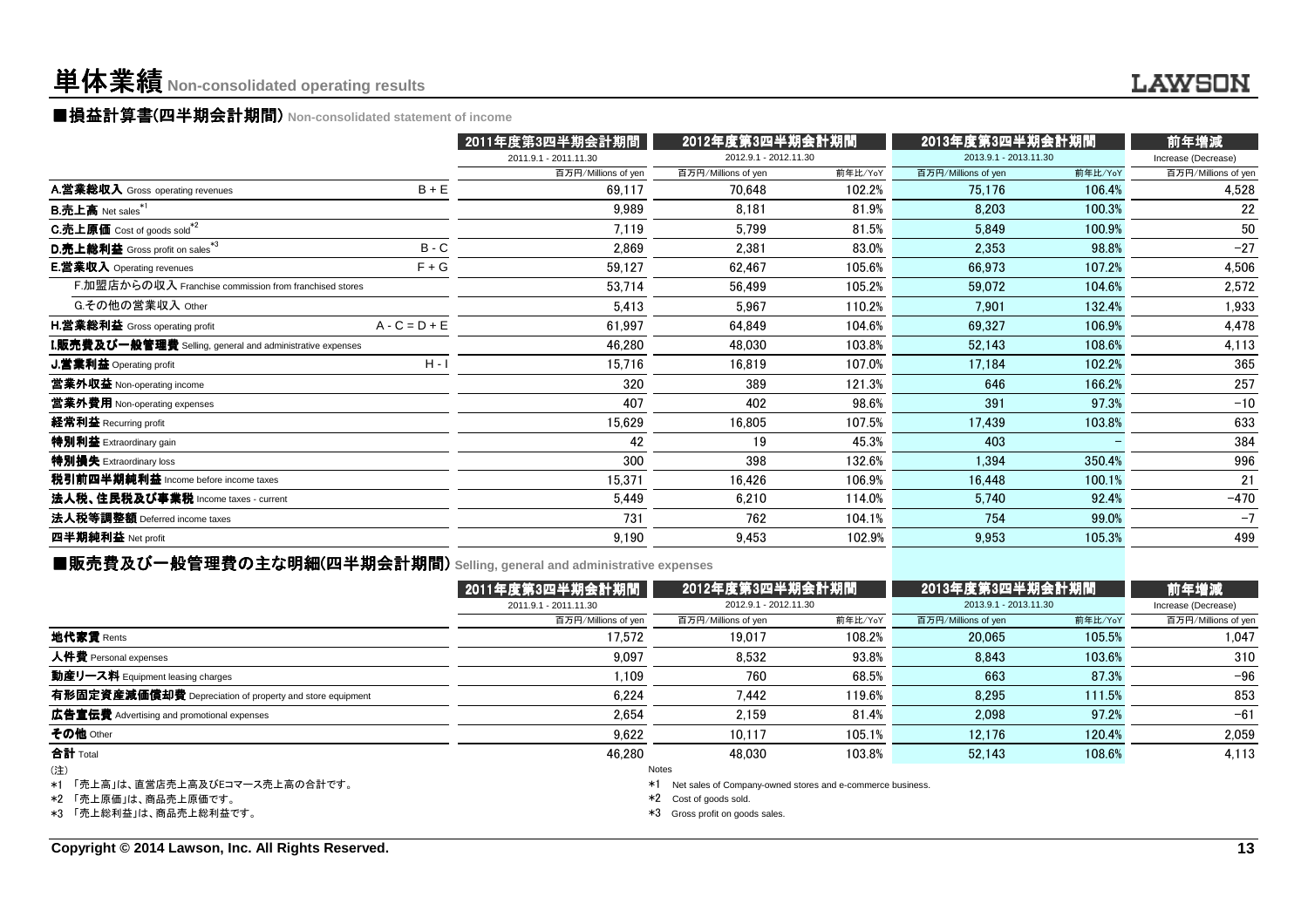# 単体業績 Non-consolidated operating results

## ■損益計算書(四半期会計期間) Non-consolidated statement of income

| | | 2011年度第3四半期会計期間 | 2012年度第3四半期会計期間 | | 2013年度第3四半期会計期間 | | 前年増減 |
|---|---|---|---|---|---|---|---|
| | | 2011.9.1 - 2011.11.30 | 2012.9.1 - 2012.11.30 | | 2013.9.1 - 2013.11.30 | | Increase (Decrease) |
| | | 百万円/Millions of yen | 百万円/Millions of yen | 前年比/YoY | 百万円/Millions of yen | 前年比/YoY | 百万円/Millions of yen |
| **A.営業総収入** Gross operating revenues | B + E | 69,117 | 70,648 | 102.2% | 75,176 | 106.4% | 4,528 |
| **B.売上高** Net sales*1 | | 9,989 | 8,181 | 81.9% | 8,203 | 100.3% | 22 |
| **C.売上原価** Cost of goods sold*2 | | 7,119 | 5,799 | 81.5% | 5,849 | 100.9% | 50 |
| **D.売上総利益** Gross profit on sales*3 | B - C | 2,869 | 2,381 | 83.0% | 2,353 | 98.8% | -27 |
| **E.営業収入** Operating revenues | F + G | 59,127 | 62,467 | 105.6% | 66,973 | 107.2% | 4,506 |
| F.加盟店からの収入 Franchise commission from franchised stores | | 53,714 | 56,499 | 105.2% | 59,072 | 104.6% | 2,572 |
| G.その他の営業収入 Other | | 5,413 | 5,967 | 110.2% | 7,901 | 132.4% | 1,933 |
| **H.営業総利益** Gross operating profit | A - C = D + E | 61,997 | 64,849 | 104.6% | 69,327 | 106.9% | 4,478 |
| **I.販売費及び一般管理費** Selling, general and administrative expenses | | 46,280 | 48,030 | 103.8% | 52,143 | 108.6% | 4,113 |
| **J.営業利益** Operating profit | H - I | 15,716 | 16,819 | 107.0% | 17,184 | 102.2% | 365 |
| **営業外収益** Non-operating income | | 320 | 389 | 121.3% | 646 | 166.2% | 257 |
| **営業外費用** Non-operating expenses | | 407 | 402 | 98.6% | 391 | 97.3% | -10 |
| **経常利益** Recurring profit | | 15,629 | 16,805 | 107.5% | 17,439 | 103.8% | 633 |
| **特別利益** Extraordinary gain | | 42 | 19 | 45.3% | 403 | - | 384 |
| **特別損失** Extraordinary loss | | 300 | 398 | 132.6% | 1,394 | 350.4% | 996 |
| **税引前四半期純利益** Income before income taxes | | 15,371 | 16,426 | 106.9% | 16,448 | 100.1% | 21 |
| **法人税、住民税及び事業税** Income taxes - current | | 5,449 | 6,210 | 114.0% | 5,740 | 92.4% | -470 |
| **法人税等調整額** Deferred income taxes | | 731 | 762 | 104.1% | 754 | 99.0% | -7 |
| **四半期純利益** Net profit | | 9,190 | 9,453 | 102.9% | 9,953 | 105.3% | 499 |

## ■販売費及び一般管理費の主な明細(四半期会計期間) Selling, general and administrative expenses

| | 2011年度第3四半期会計期間 | 2012年度第3四半期会計期間 | | 2013年度第3四半期会計期間 | | 前年増減 |
|---|---|---|---|---|---|---|
| | 2011.9.1 - 2011.11.30 | 2012.9.1 - 2012.11.30 | | 2013.9.1 - 2013.11.30 | | Increase (Decrease) |
| | 百万円/Millions of yen | 百万円/Millions of yen | 前年比/YoY | 百万円/Millions of yen | 前年比/YoY | 百万円/Millions of yen |
| **地代家賃** Rents | 17,572 | 19,017 | 108.2% | 20,065 | 105.5% | 1,047 |
| **人件費** Personal expenses | 9,097 | 8,532 | 93.8% | 8,843 | 103.6% | 310 |
| **動産リース料** Equipment leasing charges | 1,109 | 760 | 68.5% | 663 | 87.3% | -96 |
| **有形固定資産減価償却費** Depreciation of property and store equipment | 6,224 | 7,442 | 119.6% | 8,295 | 111.5% | 853 |
| **広告宣伝費** Advertising and promotional expenses | 2,654 | 2,159 | 81.4% | 2,098 | 97.2% | -61 |
| **その他** Other | 9,622 | 10,117 | 105.1% | 12,176 | 120.4% | 2,059 |
| **合計** Total | 46,280 | 48,030 | 103.8% | 52,143 | 108.6% | 4,113 |

(注)
*1 「売上高」は、直営店売上高及びEコマース売上高の合計です。
*2 「売上原価」は、商品売上原価です。
*3 「売上総利益」は、商品売上総利益です。

Notes
*1 Net sales of Company-owned stores and e-commerce business.
*2 Cost of goods sold.
*3 Gross profit on goods sales.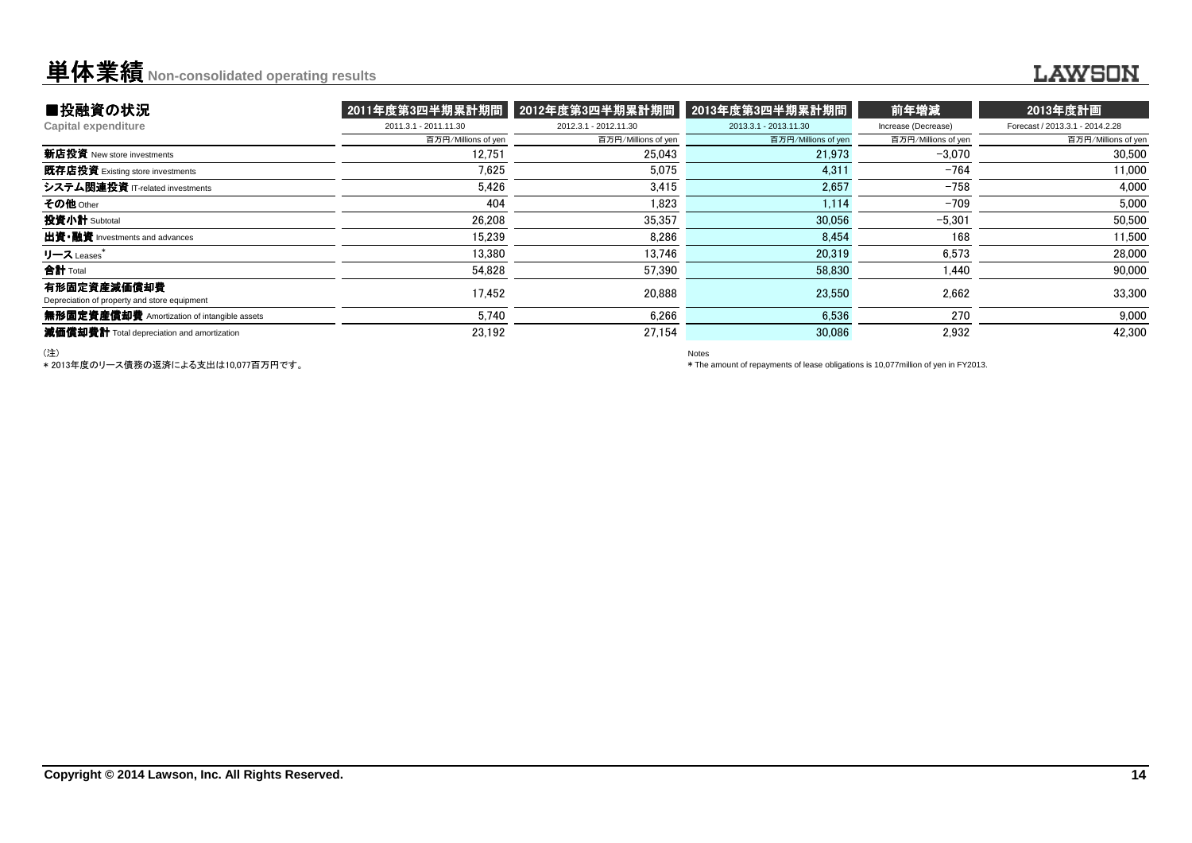# 単体業績 Non-consolidated operating results

## ■投融資の状況
Capital expenditure

| | 2011年度第3四半期累計期間 | 2012年度第3四半期累計期間 | 2013年度第3四半期累計期間 | 前年増減 | 2013年度計画 |
|---|---|---|---|---|---|
| | 2011.3.1 - 2011.11.30 | 2012.3.1 - 2012.11.30 | 2013.3.1 - 2013.11.30 | Increase (Decrease) | Forecast / 2013.3.1 - 2014.2.28 |
| | 百万円/Millions of yen | 百万円/Millions of yen | 百万円/Millions of yen | 百万円/Millions of yen | 百万円/Millions of yen |
| **新店投資** New store investments | 12,751 | 25,043 | 21,973 | −3,070 | 30,500 |
| **既存店投資** Existing store investments | 7,625 | 5,075 | 4,311 | −764 | 11,000 |
| **システム関連投資** IT-related investments | 5,426 | 3,415 | 2,657 | −758 | 4,000 |
| **その他** Other | 404 | 1,823 | 1,114 | −709 | 5,000 |
| **投資小計** Subtotal | 26,208 | 35,357 | 30,056 | −5,301 | 50,500 |
| **出資・融資** Investments and advances | 15,239 | 8,286 | 8,454 | 168 | 11,500 |
| **リース** Leases* | 13,380 | 13,746 | 20,319 | 6,573 | 28,000 |
| **合計** Total | 54,828 | 57,390 | 58,830 | 1,440 | 90,000 |
| **有形固定資産減価償却費** Depreciation of property and store equipment | 17,452 | 20,888 | 23,550 | 2,662 | 33,300 |
| **無形固定資産償却費** Amortization of intangible assets | 5,740 | 6,266 | 6,536 | 270 | 9,000 |
| **減価償却費計** Total depreciation and amortization | 23,192 | 27,154 | 30,086 | 2,932 | 42,300 |

（注）
＊2013年度のリース債務の返済による支出は10,077百万円です。

Notes
* The amount of repayments of lease obligations is 10,077million of yen in FY2013.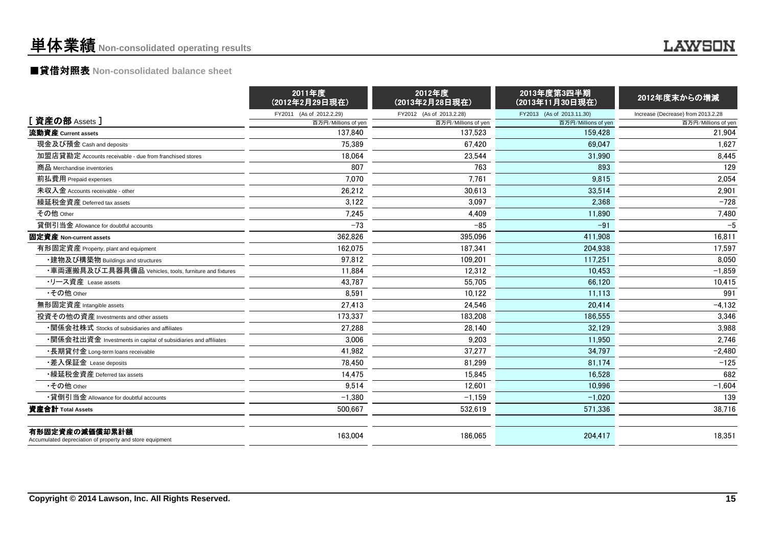# 単体業績 Non-consolidated operating results

## ■貸借対照表 Non-consolidated balance sheet

| [ 資産の部 Assets ] | 2011年度（2012年2月29日現在） FY2011 (As of 2012.2.29) 百万円/Millions of yen | 2012年度（2013年2月28日現在） FY2012 (As of 2013.2.28) 百万円/Millions of yen | 2013年度第3四半期（2013年11月30日現在） FY2013 (As of 2013.11.30) 百万円/Millions of yen | 2012年度末からの増減 Increase (Decrease) from 2013.2.28 百万円/Millions of yen |
|---|---|---|---|---|
| **流動資産 Current assets** | 137,840 | 137,523 | 159,428 | 21,904 |
| 現金及び預金 Cash and deposits | 75,389 | 67,420 | 69,047 | 1,627 |
| 加盟店貸勘定 Accounts receivable - due from franchised stores | 18,064 | 23,544 | 31,990 | 8,445 |
| 商品 Merchandise inventories | 807 | 763 | 893 | 129 |
| 前払費用 Prepaid expenses | 7,070 | 7,761 | 9,815 | 2,054 |
| 未収入金 Accounts receivable - other | 26,212 | 30,613 | 33,514 | 2,901 |
| 繰延税金資産 Deferred tax assets | 3,122 | 3,097 | 2,368 | −728 |
| その他 Other | 7,245 | 4,409 | 11,890 | 7,480 |
| 貸倒引当金 Allowance for doubtful accounts | −73 | −85 | −91 | −5 |
| **固定資産 Non-current assets** | 362,826 | 395,096 | 411,908 | 16,811 |
| 有形固定資産 Property, plant and equipment | 162,075 | 187,341 | 204,938 | 17,597 |
| ・建物及び構築物 Buildings and structures | 97,812 | 109,201 | 117,251 | 8,050 |
| ・車両運搬具及び工具器具備品 Vehicles, tools, furniture and fixtures | 11,884 | 12,312 | 10,453 | −1,859 |
| ・リース資産 Lease assets | 43,787 | 55,705 | 66,120 | 10,415 |
| ・その他 Other | 8,591 | 10,122 | 11,113 | 991 |
| 無形固定資産 Intangible assets | 27,413 | 24,546 | 20,414 | −4,132 |
| 投資その他の資産 Investments and other assets | 173,337 | 183,208 | 186,555 | 3,346 |
| ・関係会社株式 Stocks of subsidiaries and affiliates | 27,288 | 28,140 | 32,129 | 3,988 |
| ・関係会社出資金 Investments in capital of subsidiaries and affiliates | 3,006 | 9,203 | 11,950 | 2,746 |
| ・長期貸付金 Long-term loans receivable | 41,982 | 37,277 | 34,797 | −2,480 |
| ・差入保証金 Lease deposits | 78,450 | 81,299 | 81,174 | −125 |
| ・繰延税金資産 Deferred tax assets | 14,475 | 15,845 | 16,528 | 682 |
| ・その他 Other | 9,514 | 12,601 | 10,996 | −1,604 |
| ・貸倒引当金 Allowance for doubtful accounts | −1,380 | −1,159 | −1,020 | 139 |
| **資産合計 Total Assets** | 500,667 | 532,619 | 571,336 | 38,716 |
| **有形固定資産の減価償却累計額** Accumulated depreciation of property and store equipment | 163,004 | 186,065 | 204,417 | 18,351 |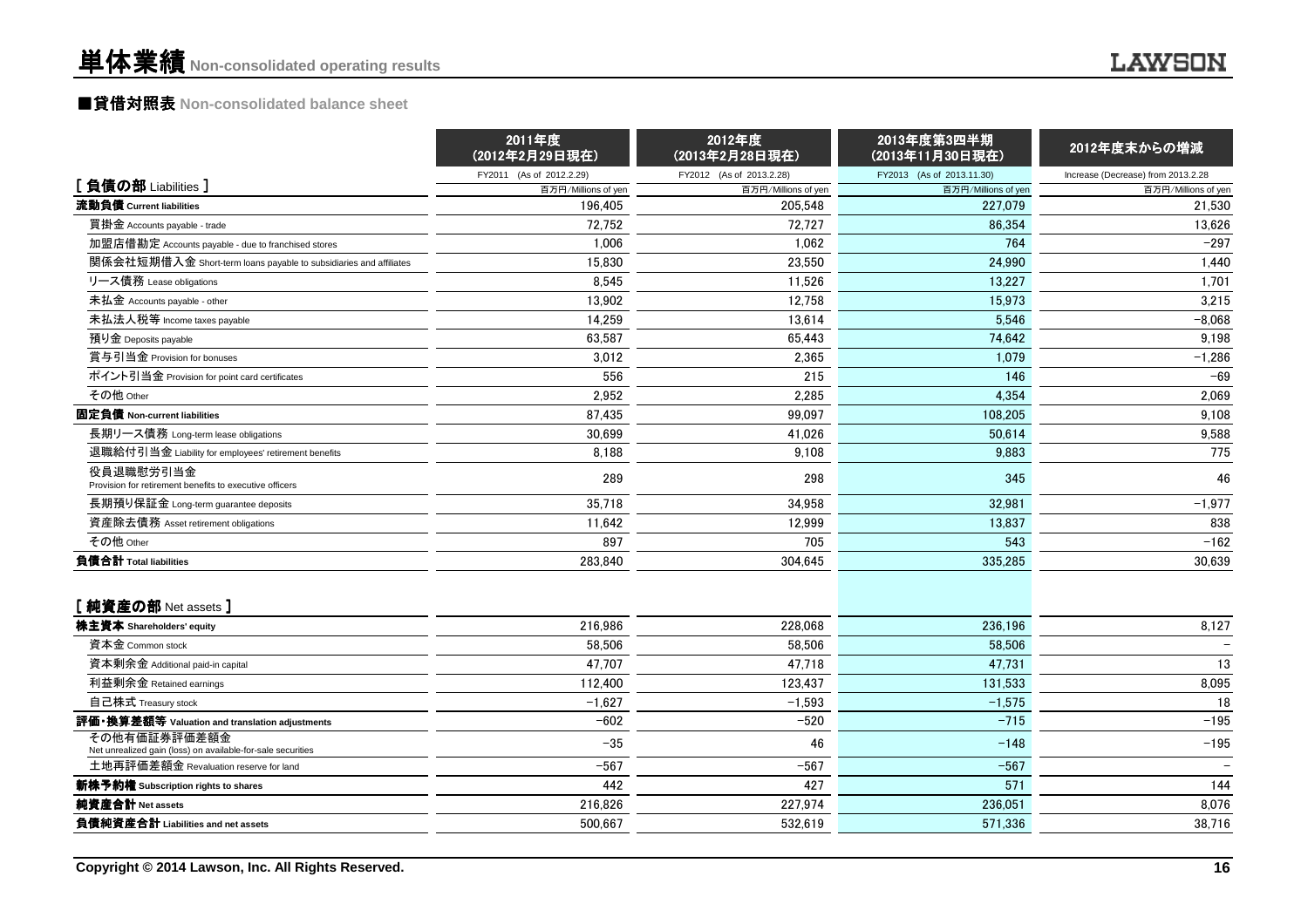# 単体業績 Non-consolidated operating results

## ■貸借対照表 Non-consolidated balance sheet

| | 2011年度（2012年2月29日現在） FY2011 (As of 2012.2.29) | 2012年度（2013年2月28日現在） FY2012 (As of 2013.2.28) | 2013年度第3四半期（2013年11月30日現在） FY2013 (As of 2013.11.30) | 2012年度末からの増減 Increase (Decrease) from 2013.2.28 |
|---|---|---|---|---|
| [ 負債の部 Liabilities ] | 百万円/Millions of yen | 百万円/Millions of yen | 百万円/Millions of yen | 百万円/Millions of yen |
| **流動負債 Current liabilities** | 196,405 | 205,548 | 227,079 | 21,530 |
| 買掛金 Accounts payable - trade | 72,752 | 72,727 | 86,354 | 13,626 |
| 加盟店借勘定 Accounts payable - due to franchised stores | 1,006 | 1,062 | 764 | −297 |
| 関係会社短期借入金 Short-term loans payable to subsidiaries and affiliates | 15,830 | 23,550 | 24,990 | 1,440 |
| リース債務 Lease obligations | 8,545 | 11,526 | 13,227 | 1,701 |
| 未払金 Accounts payable - other | 13,902 | 12,758 | 15,973 | 3,215 |
| 未払法人税等 Income taxes payable | 14,259 | 13,614 | 5,546 | −8,068 |
| 預り金 Deposits payable | 63,587 | 65,443 | 74,642 | 9,198 |
| 賞与引当金 Provision for bonuses | 3,012 | 2,365 | 1,079 | −1,286 |
| ポイント引当金 Provision for point card certificates | 556 | 215 | 146 | −69 |
| その他 Other | 2,952 | 2,285 | 4,354 | 2,069 |
| **固定負債 Non-current liabilities** | 87,435 | 99,097 | 108,205 | 9,108 |
| 長期リース債務 Long-term lease obligations | 30,699 | 41,026 | 50,614 | 9,588 |
| 退職給付引当金 Liability for employees' retirement benefits | 8,188 | 9,108 | 9,883 | 775 |
| 役員退職慰労引当金 Provision for retirement benefits to executive officers | 289 | 298 | 345 | 46 |
| 長期預り保証金 Long-term guarantee deposits | 35,718 | 34,958 | 32,981 | −1,977 |
| 資産除去債務 Asset retirement obligations | 11,642 | 12,999 | 13,837 | 838 |
| その他 Other | 897 | 705 | 543 | −162 |
| **負債合計 Total liabilities** | 283,840 | 304,645 | 335,285 | 30,639 |
| [ 純資産の部 Net assets ] | | | | |
| **株主資本 Shareholders' equity** | 216,986 | 228,068 | 236,196 | 8,127 |
| 資本金 Common stock | 58,506 | 58,506 | 58,506 | − |
| 資本剰余金 Additional paid-in capital | 47,707 | 47,718 | 47,731 | 13 |
| 利益剰余金 Retained earnings | 112,400 | 123,437 | 131,533 | 8,095 |
| 自己株式 Treasury stock | −1,627 | −1,593 | −1,575 | 18 |
| **評価・換算差額等 Valuation and translation adjustments** | −602 | −520 | −715 | −195 |
| その他有価証券評価差額金 Net unrealized gain (loss) on available-for-sale securities | −35 | 46 | −148 | −195 |
| 土地再評価差額金 Revaluation reserve for land | −567 | −567 | −567 | − |
| **新株予約権 Subscription rights to shares** | 442 | 427 | 571 | 144 |
| **純資産合計 Net assets** | 216,826 | 227,974 | 236,051 | 8,076 |
| **負債純資産合計 Liabilities and net assets** | 500,667 | 532,619 | 571,336 | 38,716 |

Copyright © 2014 Lawson, Inc. All Rights Reserved.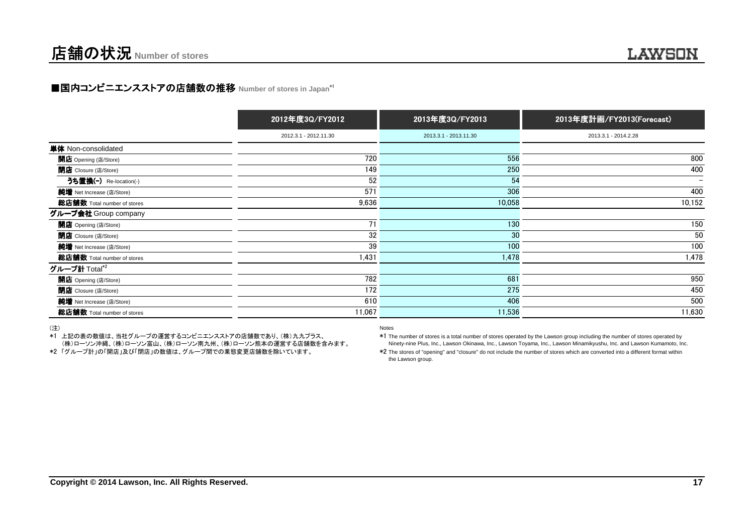# 店舗の状況 Number of stores

## ■国内コンビニエンスストアの店舗数の推移 Number of stores in Japan[*1]

| | 2012年度3Q/FY2012 | 2013年度3Q/FY2013 | 2013年度計画/FY2013(Forecast) |
|---|---|---|---|
| | 2012.3.1 - 2012.11.30 | 2013.3.1 - 2013.11.30 | 2013.3.1 - 2014.2.28 |
| **単体** Non-consolidated | | | |
| **開店** Opening (店/Store) | 720 | 556 | 800 |
| **閉店** Closure (店/Store) | 149 | 250 | 400 |
| **うち置換(-)** Re-location(-) | 52 | 54 | − |
| **純増** Net Increase (店/Store) | 571 | 306 | 400 |
| **総店舗数** Total number of stores | 9,636 | 10,058 | 10,152 |
| **グループ会社** Group company | | | |
| **開店** Opening (店/Store) | 71 | 130 | 150 |
| **閉店** Closure (店/Store) | 32 | 30 | 50 |
| **純増** Net Increase (店/Store) | 39 | 100 | 100 |
| **総店舗数** Total number of stores | 1,431 | 1,478 | 1,478 |
| **グループ計** Total[*2] | | | |
| **開店** Opening (店/Store) | 782 | 681 | 950 |
| **閉店** Closure (店/Store) | 172 | 275 | 450 |
| **純増** Net Increase (店/Store) | 610 | 406 | 500 |
| **総店舗数** Total number of stores | 11,067 | 11,536 | 11,630 |

（注）

*1 上記の表の数値は、当社グループの運営するコンビニエンスストアの店舗数であり、(株)九九プラス、(株)ローソン沖縄、(株)ローソン富山、(株)ローソン南九州、(株)ローソン熊本の運営する店舗数を含みます。

*2 「グループ計」の「開店」及び「閉店」の数値は、グループ間での業態変更店舗数を除いています。

Notes

*1 The number of stores is a total number of stores operated by the Lawson group including the number of stores operated by Ninety-nine Plus, Inc., Lawson Okinawa, Inc., Lawson Toyama, Inc., Lawson Minamikyushu, Inc. and Lawson Kumamoto, Inc.

*2 The stores of "opening" and "closure" do not include the number of stores which are converted into a different format within the Lawson group.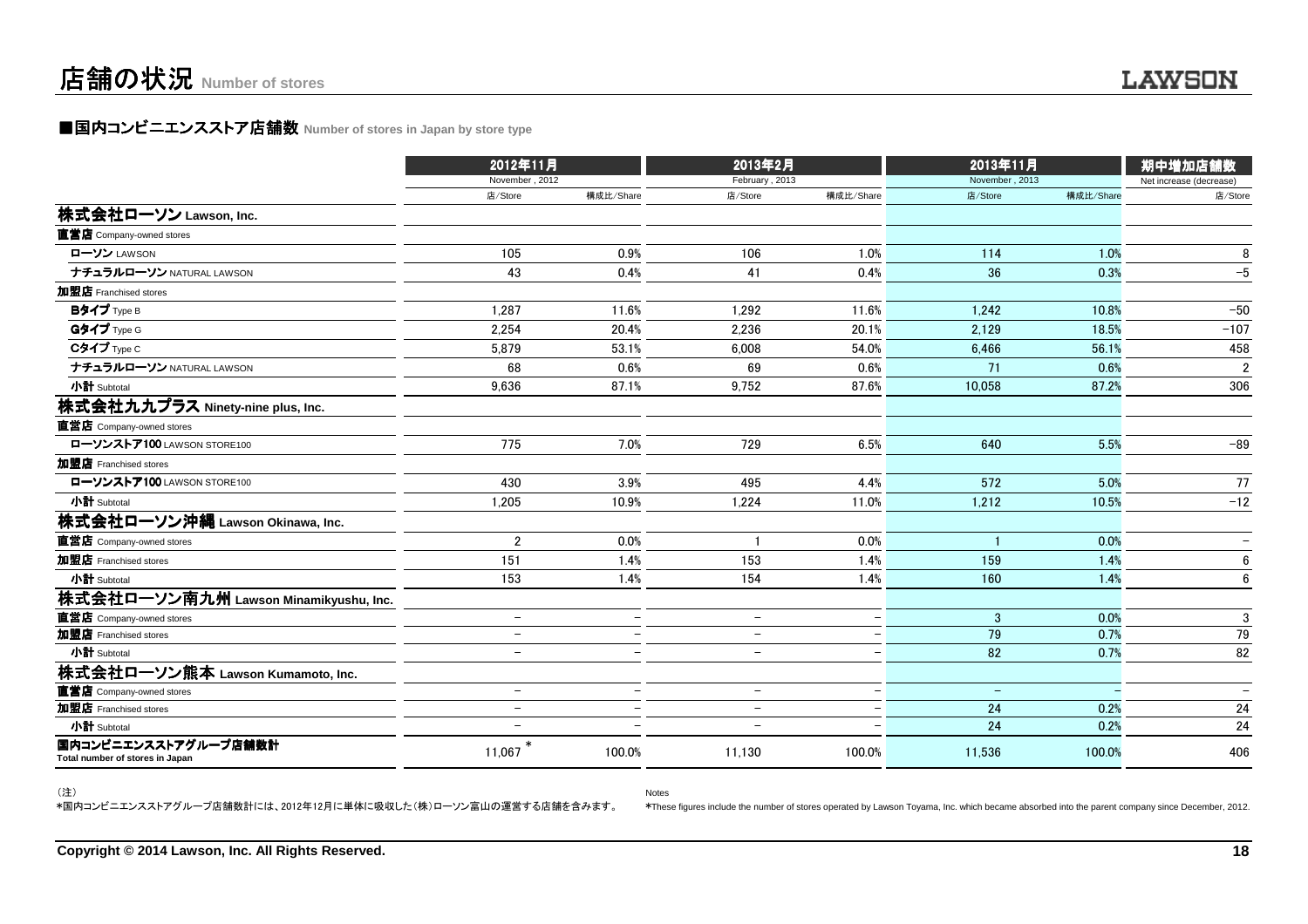# 店舗の状況 Number of stores

## ■国内コンビニエンスストア店舗数 Number of stores in Japan by store type

| | 2012年11月 November, 2012 | | 2013年2月 February, 2013 | | 2013年11月 November, 2013 | | 期中増加店舗数 Net increase (decrease) |
|---|---|---|---|---|---|---|---|
| | 店/Store | 構成比/Share | 店/Store | 構成比/Share | 店/Store | 構成比/Share | 店/Store |
| **株式会社ローソン Lawson, Inc.** | | | | | | | |
| **直営店** Company-owned stores | | | | | | | |
| **ローソン** LAWSON | 105 | 0.9% | 106 | 1.0% | 114 | 1.0% | 8 |
| **ナチュラルローソン** NATURAL LAWSON | 43 | 0.4% | 41 | 0.4% | 36 | 0.3% | −5 |
| **加盟店** Franchised stores | | | | | | | |
| **Bタイプ** Type B | 1,287 | 11.6% | 1,292 | 11.6% | 1,242 | 10.8% | −50 |
| **Gタイプ** Type G | 2,254 | 20.4% | 2,236 | 20.1% | 2,129 | 18.5% | −107 |
| **Cタイプ** Type C | 5,879 | 53.1% | 6,008 | 54.0% | 6,466 | 56.1% | 458 |
| **ナチュラルローソン** NATURAL LAWSON | 68 | 0.6% | 69 | 0.6% | 71 | 0.6% | 2 |
| **小計** Subtotal | 9,636 | 87.1% | 9,752 | 87.6% | 10,058 | 87.2% | 306 |
| **株式会社九九プラス Ninety-nine plus, Inc.** | | | | | | | |
| **直営店** Company-owned stores | | | | | | | |
| **ローソンストア100** LAWSON STORE100 | 775 | 7.0% | 729 | 6.5% | 640 | 5.5% | −89 |
| **加盟店** Franchised stores | | | | | | | |
| **ローソンストア100** LAWSON STORE100 | 430 | 3.9% | 495 | 4.4% | 572 | 5.0% | 77 |
| **小計** Subtotal | 1,205 | 10.9% | 1,224 | 11.0% | 1,212 | 10.5% | −12 |
| **株式会社ローソン沖縄 Lawson Okinawa, Inc.** | | | | | | | |
| **直営店** Company-owned stores | 2 | 0.0% | 1 | 0.0% | 1 | 0.0% | − |
| **加盟店** Franchised stores | 151 | 1.4% | 153 | 1.4% | 159 | 1.4% | 6 |
| **小計** Subtotal | 153 | 1.4% | 154 | 1.4% | 160 | 1.4% | 6 |
| **株式会社ローソン南九州 Lawson Minamikyushu, Inc.** | | | | | | | |
| **直営店** Company-owned stores | − | − | − | − | 3 | 0.0% | 3 |
| **加盟店** Franchised stores | − | − | − | − | 79 | 0.7% | 79 |
| **小計** Subtotal | − | − | − | − | 82 | 0.7% | 82 |
| **株式会社ローソン熊本 Lawson Kumamoto, Inc.** | | | | | | | |
| **直営店** Company-owned stores | − | − | − | − | − | − | − |
| **加盟店** Franchised stores | − | − | − | − | 24 | 0.2% | 24 |
| **小計** Subtotal | − | − | − | − | 24 | 0.2% | 24 |
| **国内コンビニエンスストアグループ店舗数計** Total number of stores in Japan | 11,067 * | 100.0% | 11,130 | 100.0% | 11,536 | 100.0% | 406 |

（注）
*国内コンビニエンスストアグループ店舗数計には、2012年12月に単体に吸収した（株）ローソン富山の運営する店舗を含みます。

Notes
*These figures include the number of stores operated by Lawson Toyama, Inc. which became absorbed into the parent company since December, 2012.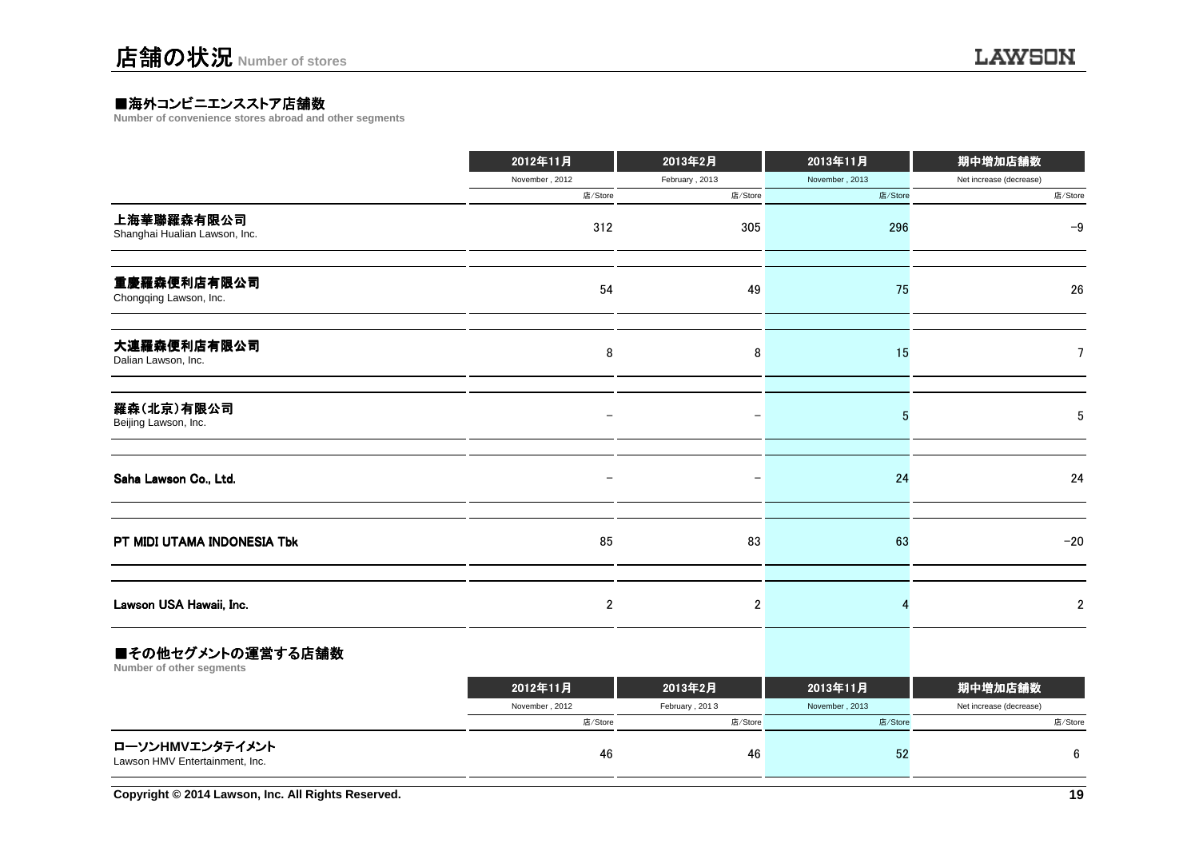# 店舗の状況 Number of stores

### ■海外コンビニエンスストア店舗数

Number of convenience stores abroad and other segments

| | 2012年11月<br>November , 2012<br>店/Store | 2013年2月<br>February , 2013<br>店/Store | 2013年11月<br>November , 2013<br>店/Store | 期中増加店舗数<br>Net increase (decrease)<br>店/Store |
|---|---|---|---|---|
| 上海華聯羅森有限公司<br>Shanghai Hualian Lawson, Inc. | 312 | 305 | 296 | −9 |
| 重慶羅森便利店有限公司<br>Chongqing Lawson, Inc. | 54 | 49 | 75 | 26 |
| 大連羅森便利店有限公司<br>Dalian Lawson, Inc. | 8 | 8 | 15 | 7 |
| 羅森(北京)有限公司<br>Beijing Lawson, Inc. | − | − | 5 | 5 |
| Saha Lawson Co., Ltd. | − | − | 24 | 24 |
| PT MIDI UTAMA INDONESIA Tbk | 85 | 83 | 63 | −20 |
| Lawson USA Hawaii, Inc. | 2 | 2 | 4 | 2 |

### ■その他セグメントの運営する店舗数

Number of other segments

| | 2012年11月<br>November , 2012<br>店/Store | 2013年2月<br>February , 2013<br>店/Store | 2013年11月<br>November , 2013<br>店/Store | 期中増加店舗数<br>Net increase (decrease)<br>店/Store |
|---|---|---|---|---|
| ローソンHMVエンタテイメント<br>Lawson HMV Entertainment, Inc. | 46 | 46 | 52 | 6 |

Copyright © 2014 Lawson, Inc. All Rights Reserved.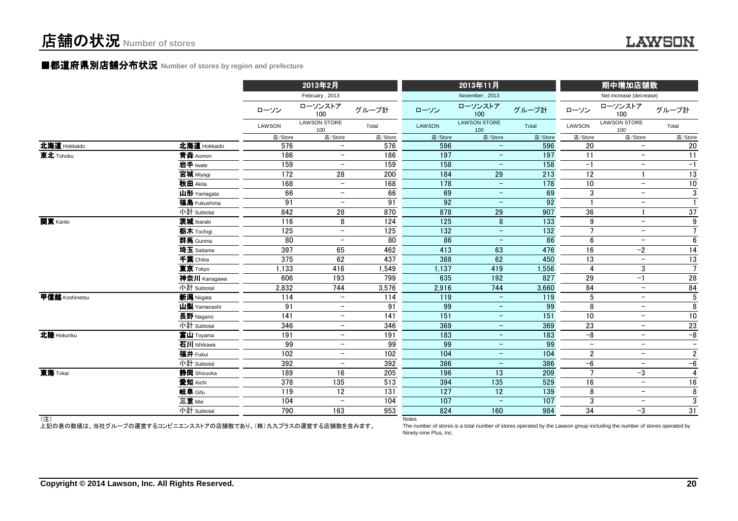# 店舗の状況 Number of stores

## ■都道府県別店舗分布状況 Number of stores by region and prefecture

| | | 2013年2月 February, 2013 | | | 2013年11月 November, 2013 | | | 期中増加店舗数 Net increase (decrease) | | |
|---|---|---|---|---|---|---|---|---|---|---|
| | | ローソン LAWSON | ローソンストア100 LAWSON STORE 100 | グループ計 Total | ローソン LAWSON | ローソンストア100 LAWSON STORE 100 | グループ計 Total | ローソン LAWSON | ローソンストア100 LAWSON STORE 100 | グループ計 Total |
| | | 店/Store | 店/Store | 店/Store | 店/Store | 店/Store | 店/Store | 店/Store | 店/Store | 店/Store |
| **北海道** Hokkaido | **北海道** Hokkaido | 576 | － | 576 | 596 | － | 596 | 20 | － | 20 |
| **東北** Tohoku | **青森** Aomori | 186 | － | 186 | 197 | － | 197 | 11 | － | 11 |
| | **岩手** Iwate | 159 | － | 159 | 158 | － | 158 | −1 | － | −1 |
| | **宮城** Miyagi | 172 | 28 | 200 | 184 | 29 | 213 | 12 | 1 | 13 |
| | **秋田** Akita | 168 | － | 168 | 178 | － | 178 | 10 | － | 10 |
| | **山形** Yamagata | 66 | － | 66 | 69 | － | 69 | 3 | － | 3 |
| | **福島** Fukushima | 91 | － | 91 | 92 | － | 92 | 1 | － | 1 |
| | 小計 Subtotal | 842 | 28 | 870 | 878 | 29 | 907 | 36 | 1 | 37 |
| **関東** Kanto | **茨城** Ibaraki | 116 | 8 | 124 | 125 | 8 | 133 | 9 | － | 9 |
| | **栃木** Tochigi | 125 | － | 125 | 132 | － | 132 | 7 | － | 7 |
| | **群馬** Gunma | 80 | － | 80 | 86 | － | 86 | 6 | － | 6 |
| | **埼玉** Saitama | 397 | 65 | 462 | 413 | 63 | 476 | 16 | −2 | 14 |
| | **千葉** Chiba | 375 | 62 | 437 | 388 | 62 | 450 | 13 | － | 13 |
| | **東京** Tokyo | 1,133 | 416 | 1,549 | 1,137 | 419 | 1,556 | 4 | 3 | 7 |
| | **神奈川** Kanagawa | 606 | 193 | 799 | 635 | 192 | 827 | 29 | −1 | 28 |
| | 小計 Subtotal | 2,832 | 744 | 3,576 | 2,916 | 744 | 3,660 | 84 | － | 84 |
| **甲信越** Koshinetsu | **新潟** Niigata | 114 | － | 114 | 119 | － | 119 | 5 | － | 5 |
| | **山梨** Yamanashi | 91 | － | 91 | 99 | － | 99 | 8 | － | 8 |
| | **長野** Nagano | 141 | － | 141 | 151 | － | 151 | 10 | － | 10 |
| | 小計 Subtotal | 346 | － | 346 | 369 | － | 369 | 23 | － | 23 |
| **北陸** Hokuriku | **富山** Toyama | 191 | － | 191 | 183 | － | 183 | −8 | － | −8 |
| | **石川** Ishikawa | 99 | － | 99 | 99 | － | 99 | － | － | － |
| | **福井** Fukui | 102 | － | 102 | 104 | － | 104 | 2 | － | 2 |
| | 小計 Subtotal | 392 | － | 392 | 386 | － | 386 | −6 | － | −6 |
| **東海** Tokai | **静岡** Shizuoka | 189 | 16 | 205 | 196 | 13 | 209 | 7 | −3 | 4 |
| | **愛知** Aichi | 378 | 135 | 513 | 394 | 135 | 529 | 16 | － | 16 |
| | **岐阜** Gifu | 119 | 12 | 131 | 127 | 12 | 139 | 8 | － | 8 |
| | **三重** Mie | 104 | － | 104 | 107 | － | 107 | 3 | － | 3 |
| | 小計 Subtotal | 790 | 163 | 953 | 824 | 160 | 984 | 34 | −3 | 31 |

（注）
上記の表の数値は、当社グループの運営するコンビニエンスストアの店舗数であり、（株）九九プラスの運営する店舗数を含みます。

Notes
The number of stores is a total number of stores operated by the Lawson group including the number of stores operated by Ninety-nine Plus, Inc.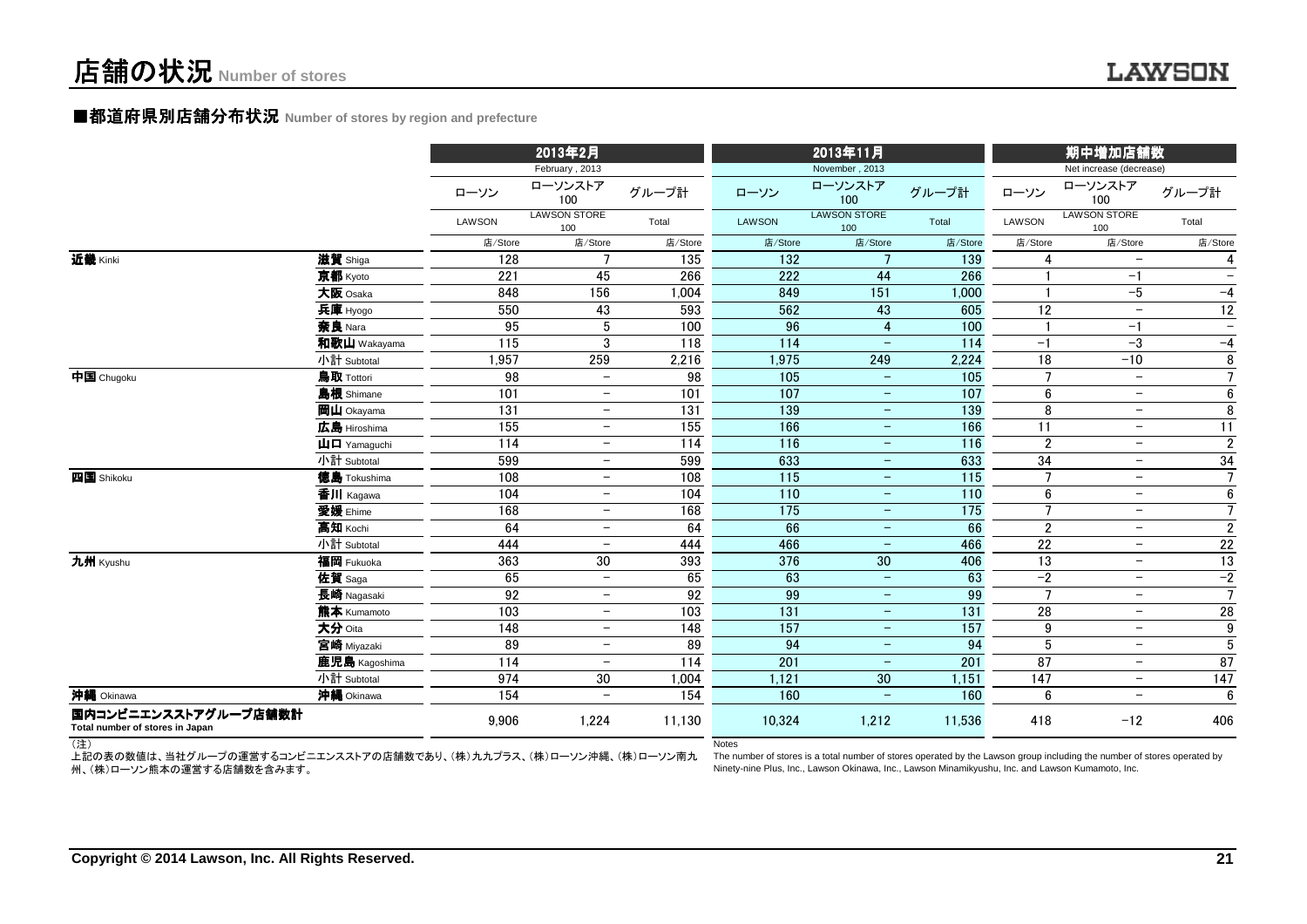# 店舗の状況 Number of stores

## ■都道府県別店舗分布状況 Number of stores by region and prefecture

| | | 2013年2月 February , 2013 | | | 2013年11月 November , 2013 | | | 期中増加店舗数 Net increase (decrease) | | |
|---|---|---|---|---|---|---|---|---|---|---|
| | | ローソン LAWSON | ローソンストア100 LAWSON STORE 100 | グループ計 Total | ローソン LAWSON | ローソンストア100 LAWSON STORE 100 | グループ計 Total | ローソン LAWSON | ローソンストア100 LAWSON STORE 100 | グループ計 Total |
| | | 店/Store | 店/Store | 店/Store | 店/Store | 店/Store | 店/Store | 店/Store | 店/Store | 店/Store |
| **近畿** Kinki | **滋賀** Shiga | 128 | 7 | 135 | 132 | 7 | 139 | 4 | − | 4 |
| | **京都** Kyoto | 221 | 45 | 266 | 222 | 44 | 266 | 1 | −1 | − |
| | **大阪** Osaka | 848 | 156 | 1,004 | 849 | 151 | 1,000 | 1 | −5 | −4 |
| | **兵庫** Hyogo | 550 | 43 | 593 | 562 | 43 | 605 | 12 | − | 12 |
| | **奈良** Nara | 95 | 5 | 100 | 96 | 4 | 100 | 1 | −1 | − |
| | **和歌山** Wakayama | 115 | 3 | 118 | 114 | − | 114 | −1 | −3 | −4 |
| | 小計 Subtotal | 1,957 | 259 | 2,216 | 1,975 | 249 | 2,224 | 18 | −10 | 8 |
| **中国** Chugoku | **鳥取** Tottori | 98 | − | 98 | 105 | − | 105 | 7 | − | 7 |
| | **島根** Shimane | 101 | − | 101 | 107 | − | 107 | 6 | − | 6 |
| | **岡山** Okayama | 131 | − | 131 | 139 | − | 139 | 8 | − | 8 |
| | **広島** Hiroshima | 155 | − | 155 | 166 | − | 166 | 11 | − | 11 |
| | **山口** Yamaguchi | 114 | − | 114 | 116 | − | 116 | 2 | − | 2 |
| | 小計 Subtotal | 599 | − | 599 | 633 | − | 633 | 34 | − | 34 |
| **四国** Shikoku | **徳島** Tokushima | 108 | − | 108 | 115 | − | 115 | 7 | − | 7 |
| | **香川** Kagawa | 104 | − | 104 | 110 | − | 110 | 6 | − | 6 |
| | **愛媛** Ehime | 168 | − | 168 | 175 | − | 175 | 7 | − | 7 |
| | **高知** Kochi | 64 | − | 64 | 66 | − | 66 | 2 | − | 2 |
| | 小計 Subtotal | 444 | − | 444 | 466 | − | 466 | 22 | − | 22 |
| **九州** Kyushu | **福岡** Fukuoka | 363 | 30 | 393 | 376 | 30 | 406 | 13 | − | 13 |
| | **佐賀** Saga | 65 | − | 65 | 63 | − | 63 | −2 | − | −2 |
| | **長崎** Nagasaki | 92 | − | 92 | 99 | − | 99 | 7 | − | 7 |
| | **熊本** Kumamoto | 103 | − | 103 | 131 | − | 131 | 28 | − | 28 |
| | **大分** Oita | 148 | − | 148 | 157 | − | 157 | 9 | − | 9 |
| | **宮崎** Miyazaki | 89 | − | 89 | 94 | − | 94 | 5 | − | 5 |
| | **鹿児島** Kagoshima | 114 | − | 114 | 201 | − | 201 | 87 | − | 87 |
| | 小計 Subtotal | 974 | 30 | 1,004 | 1,121 | 30 | 1,151 | 147 | − | 147 |
| **沖縄** Okinawa | **沖縄** Okinawa | 154 | − | 154 | 160 | − | 160 | 6 | − | 6 |
| **国内コンビニエンスストアグループ店舗数計** Total number of stores in Japan | | 9,906 | 1,224 | 11,130 | 10,324 | 1,212 | 11,536 | 418 | −12 | 406 |

（注）
上記の表の数値は、当社グループの運営するコンビニエンスストアの店舗数であり、(株)九九プラス、(株)ローソン沖縄、(株)ローソン南九州、(株)ローソン熊本の運営する店舗数を含みます。

Notes
The number of stores is a total number of stores operated by the Lawson group including the number of stores operated by Ninety-nine Plus, Inc., Lawson Okinawa, Inc., Lawson Minamikyushu, Inc. and Lawson Kumamoto, Inc.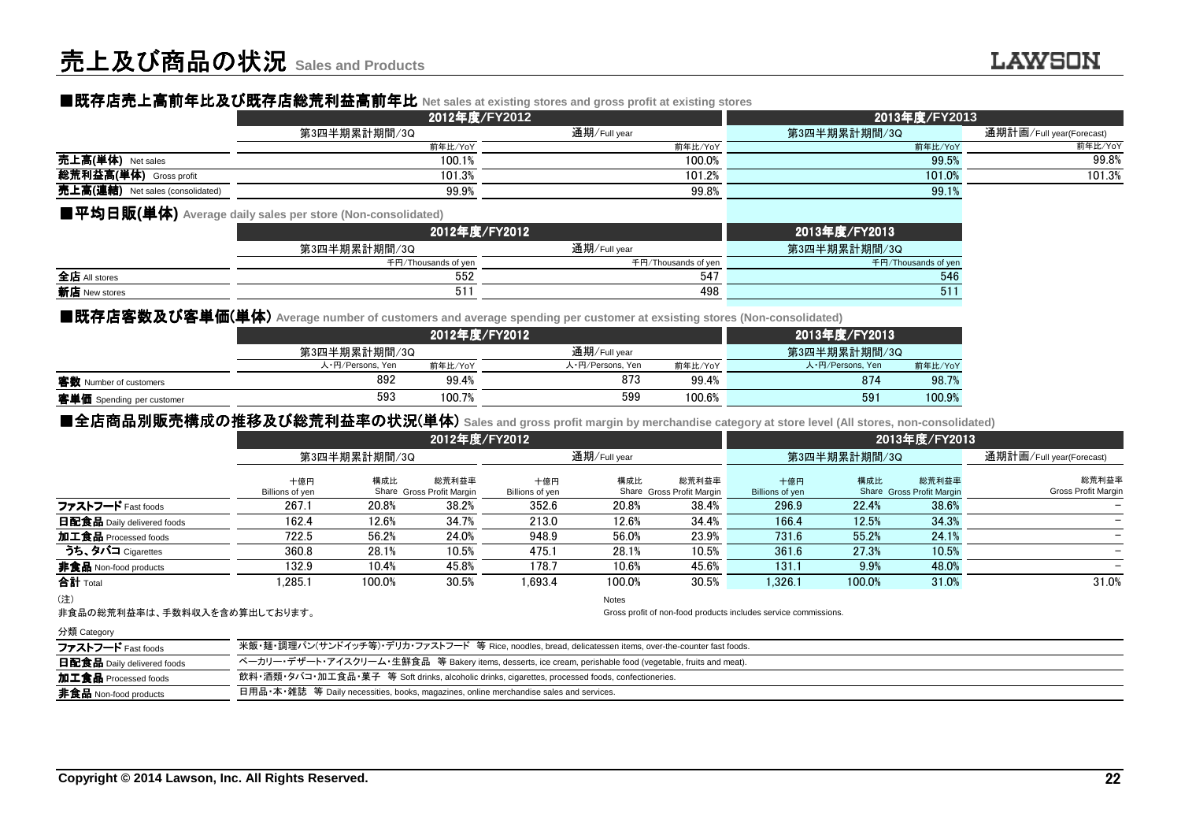# 売上及び商品の状況 Sales and Products

LAWSON

## ■既存店売上高前年比及び既存店総荒利益高前年比 Net sales at existing stores and gross profit at existing stores

| | 2012年度/FY2012 | | 2013年度/FY2013 | |
|---|---|---|---|---|
| | 第3四半期累計期間/3Q | 通期/Full year | 第3四半期累計期間/3Q | 通期計画/Full year(Forecast) |
| | 前年比/YoY | 前年比/YoY | 前年比/YoY | 前年比/YoY |
| 売上高(単体) Net sales | 100.1% | 100.0% | 99.5% | 99.8% |
| 総荒利益高(単体) Gross profit | 101.3% | 101.2% | 101.0% | 101.3% |
| 売上高(連結) Net sales (consolidated) | 99.9% | 99.8% | 99.1% | |

## ■平均日販(単体) Average daily sales per store (Non-consolidated)

| | 2012年度/FY2012 | | 2013年度/FY2013 |
|---|---|---|---|
| | 第3四半期累計期間/3Q | 通期/Full year | 第3四半期累計期間/3Q |
| | 千円/Thousands of yen | 千円/Thousands of yen | 千円/Thousands of yen |
| 全店 All stores | 552 | 547 | 546 |
| 新店 New stores | 511 | 498 | 511 |

## ■既存店客数及び客単価(単体) Average number of customers and average spending per customer at exsisting stores (Non-consolidated)

| | 2012年度/FY2012 | | | | 2013年度/FY2013 | |
|---|---|---|---|---|---|---|
| | 第3四半期累計期間/3Q | | 通期/Full year | | 第3四半期累計期間/3Q | |
| | 人・円/Persons, Yen | 前年比/YoY | 人・円/Persons, Yen | 前年比/YoY | 人・円/Persons, Yen | 前年比/YoY |
| 客数 Number of customers | 892 | 99.4% | 873 | 99.4% | 874 | 98.7% |
| 客単価 Spending per customer | 593 | 100.7% | 599 | 100.6% | 591 | 100.9% |

## ■全店商品別販売構成の推移及び総荒利益率の状況(単体) Sales and gross profit margin by merchandise category at store level (All stores, non-consolidated)

| | 2012年度/FY2012 | | | | | | 2013年度/FY2013 | | | |
|---|---|---|---|---|---|---|---|---|---|---|
| | 第3四半期累計期間/3Q | | | 通期/Full year | | | 第3四半期累計期間/3Q | | | 通期計画/Full year(Forecast) |
| | 十億円 Billions of yen | 構成比 Share | 総荒利益率 Gross Profit Margin | 十億円 Billions of yen | 構成比 Share | 総荒利益率 Gross Profit Margin | 十億円 Billions of yen | 構成比 Share | 総荒利益率 Gross Profit Margin | 総荒利益率 Gross Profit Margin |
| ファストフード Fast foods | 267.1 | 20.8% | 38.2% | 352.6 | 20.8% | 38.4% | 296.9 | 22.4% | 38.6% | − |
| 日配食品 Daily delivered foods | 162.4 | 12.6% | 34.7% | 213.0 | 12.6% | 34.4% | 166.4 | 12.5% | 34.3% | − |
| 加工食品 Processed foods | 722.5 | 56.2% | 24.0% | 948.9 | 56.0% | 23.9% | 731.6 | 55.2% | 24.1% | − |
| うち、タバコ Cigarettes | 360.8 | 28.1% | 10.5% | 475.1 | 28.1% | 10.5% | 361.6 | 27.3% | 10.5% | − |
| 非食品 Non-food products | 132.9 | 10.4% | 45.8% | 178.7 | 10.6% | 45.6% | 131.1 | 9.9% | 48.0% | − |
| 合計 Total | 1,285.1 | 100.0% | 30.5% | 1,693.4 | 100.0% | 30.5% | 1,326.1 | 100.0% | 31.0% | 31.0% |

(注)
非食品の総荒利益率は、手数料収入を含め算出しております。

Notes
Gross profit of non-food products includes service commissions.

分類 Category

| | |
|---|---|
| ファストフード Fast foods | 米飯・麺・調理パン(サンドイッチ等)・デリカ・ファストフード 等 Rice, noodles, bread, delicatessen items, over-the-counter fast foods. |
| 日配食品 Daily delivered foods | ベーカリー・デザート・アイスクリーム・生鮮食品 等 Bakery items, desserts, ice cream, perishable food (vegetable, fruits and meat). |
| 加工食品 Processed foods | 飲料・酒類・タバコ・加工食品・菓子 等 Soft drinks, alcoholic drinks, cigarettes, processed foods, confectioneries. |
| 非食品 Non-food products | 日用品・本・雑誌 等 Daily necessities, books, magazines, online merchandise sales and services. |

Copyright © 2014 Lawson, Inc. All Rights Reserved.